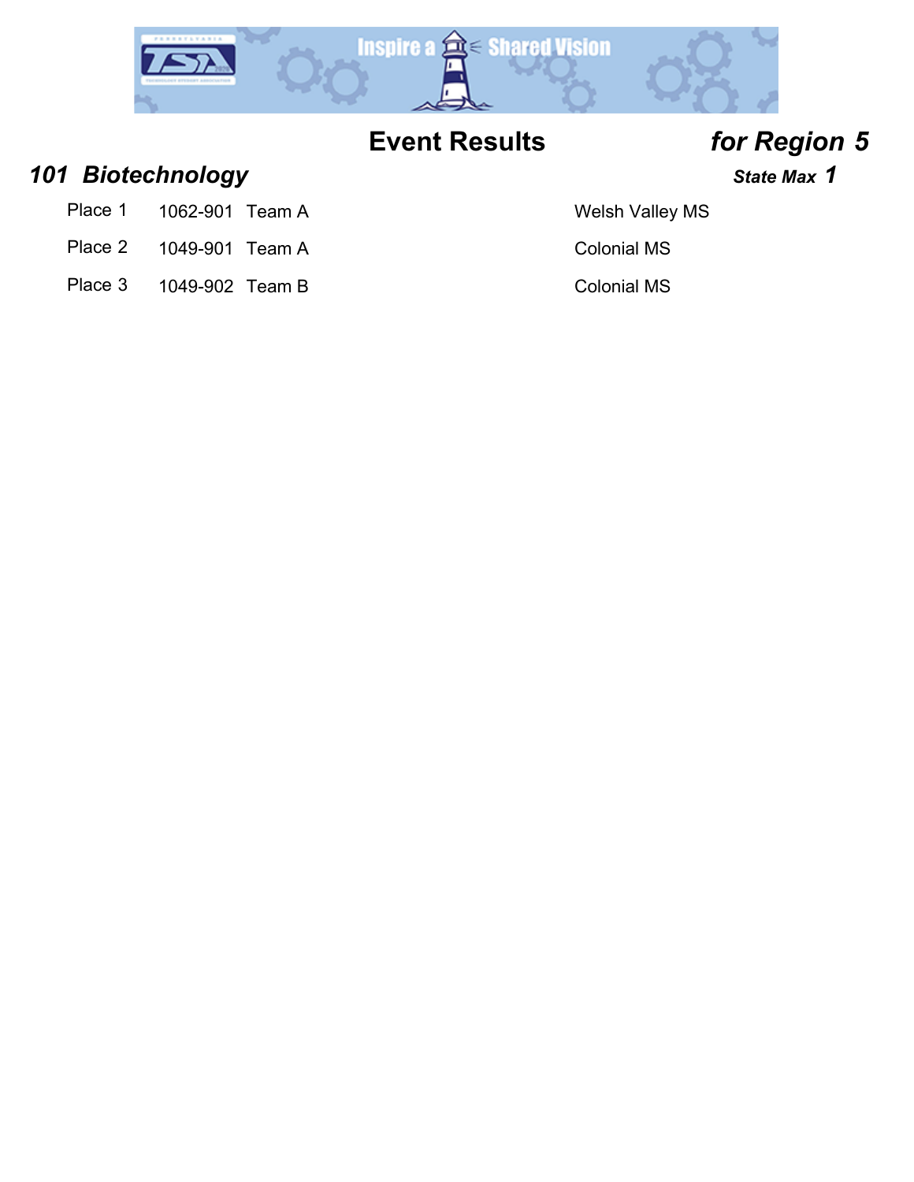# Event Results *for Region 5*

## *101 Biotechnology*

***State Max 1***

| Place | ID | Team | School |
|---|---|---|---|
| Place 1 | 1062-901 | Team A | Welsh Valley MS |
| Place 2 | 1049-901 | Team A | Colonial MS |
| Place 3 | 1049-902 | Team B | Colonial MS |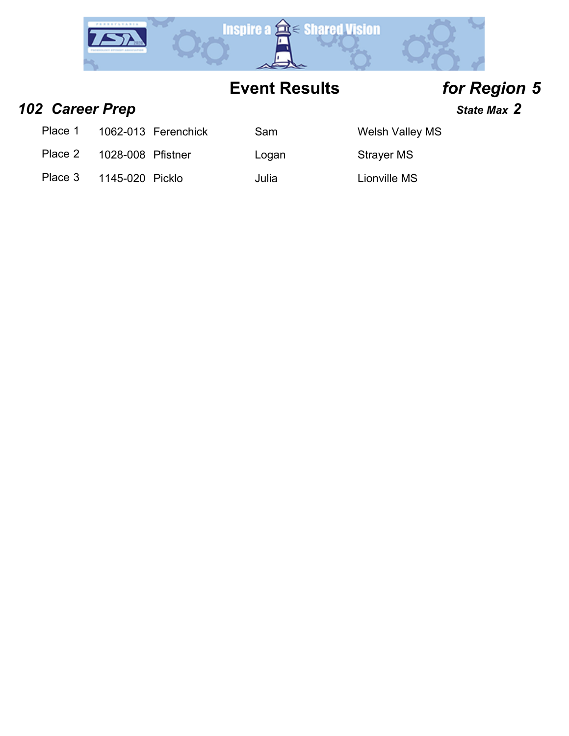# Event Results *for Region 5*

## *102 Career Prep*

*State Max 2*

| Place | ID | Last Name | First Name | School |
|---|---|---|---|---|
| Place 1 | 1062-013 | Ferenchick | Sam | Welsh Valley MS |
| Place 2 | 1028-008 | Pfistner | Logan | Strayer MS |
| Place 3 | 1145-020 | Picklo | Julia | Lionville MS |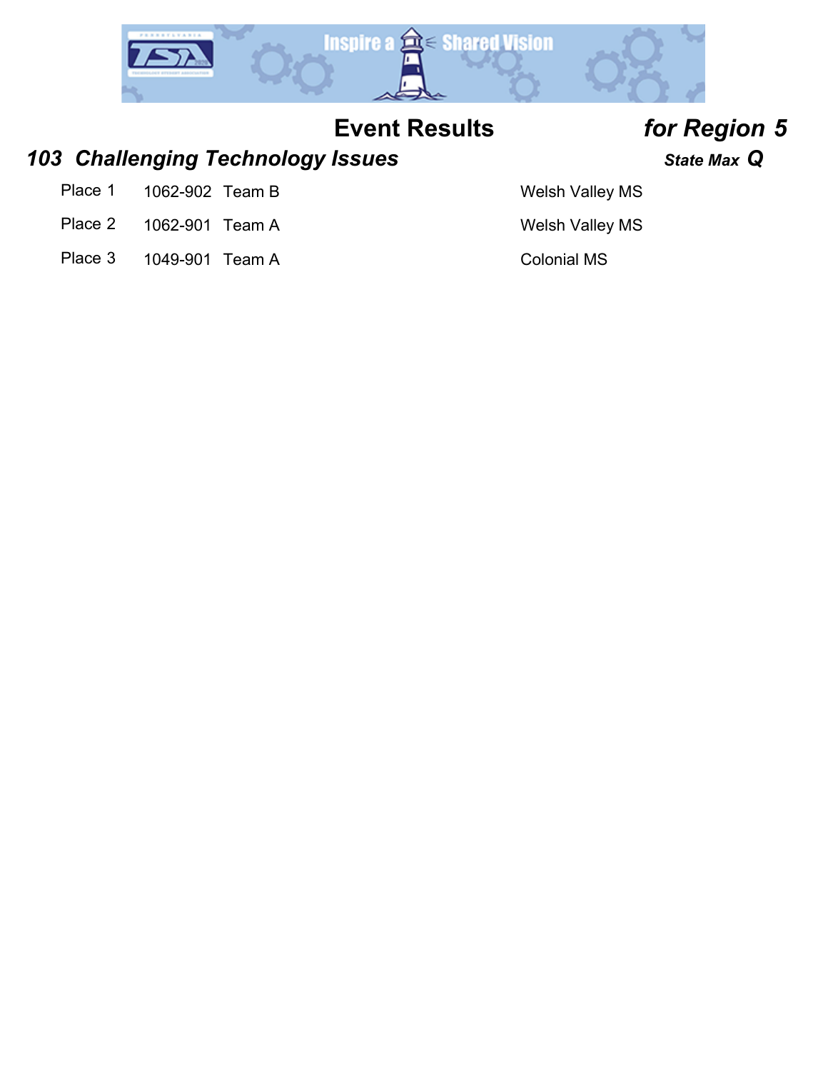# Event Results *for Region 5*

## *103 Challenging Technology Issues*

***State Max Q***

| Place | ID | Team | School |
|---|---|---|---|
| Place 1 | 1062-902 | Team B | Welsh Valley MS |
| Place 2 | 1062-901 | Team A | Welsh Valley MS |
| Place 3 | 1049-901 | Team A | Colonial MS |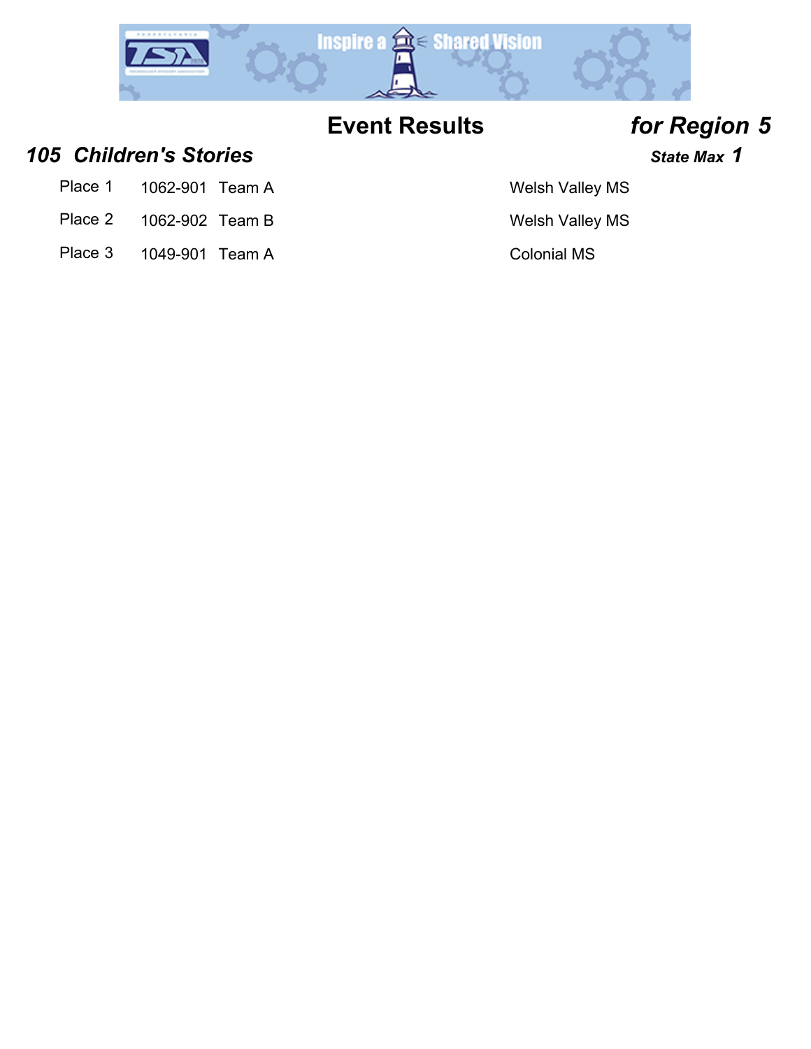# Event Results *for Region 5*

## *105 Children's Stories*

***State Max 1***

| Place | ID | Team | School |
| --- | --- | --- | --- |
| Place 1 | 1062-901 | Team A | Welsh Valley MS |
| Place 2 | 1062-902 | Team B | Welsh Valley MS |
| Place 3 | 1049-901 | Team A | Colonial MS |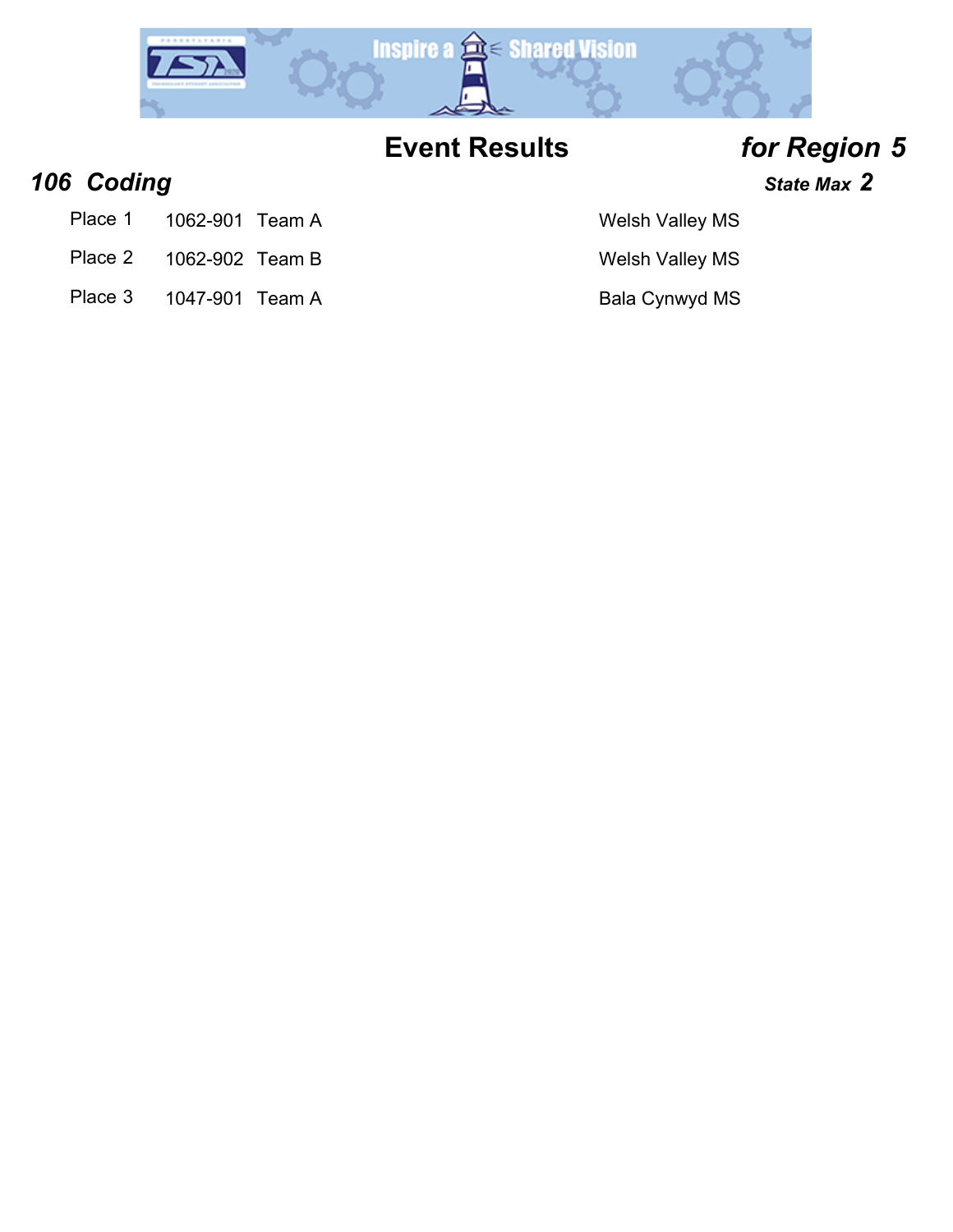# Event Results *for Region 5*

## *106 Coding*

***State Max 2***

| Place | ID | Team | School |
| --- | --- | --- | --- |
| Place 1 | 1062-901 | Team A | Welsh Valley MS |
| Place 2 | 1062-902 | Team B | Welsh Valley MS |
| Place 3 | 1047-901 | Team A | Bala Cynwyd MS |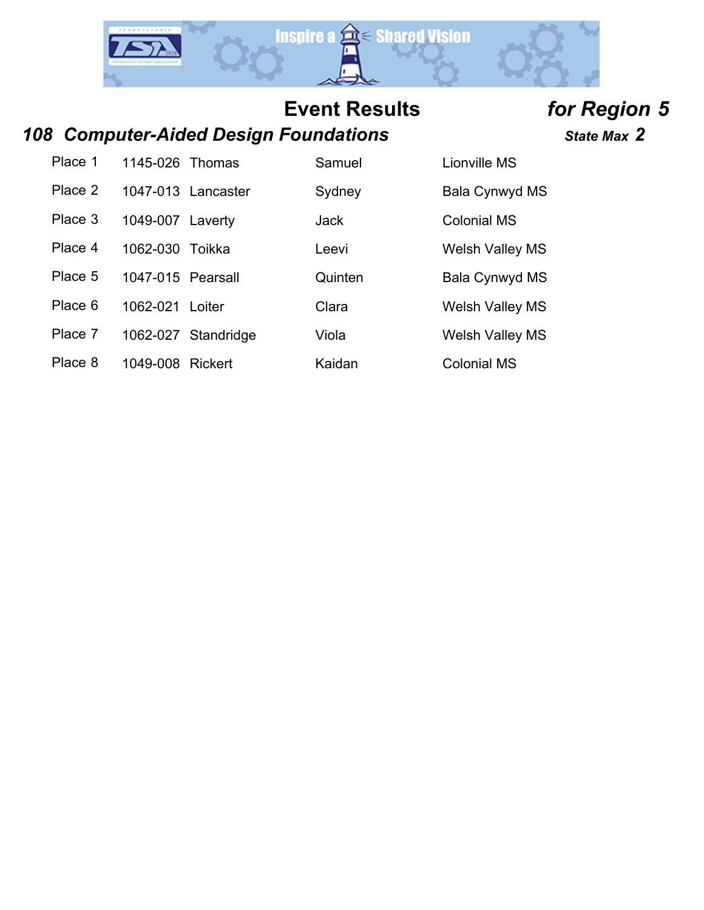# Event Results *for Region 5*

## *108 Computer-Aided Design Foundations*

***State Max 2***

| Place | ID | Last Name | First Name | School |
|---|---|---|---|---|
| Place 1 | 1145-026 | Thomas | Samuel | Lionville MS |
| Place 2 | 1047-013 | Lancaster | Sydney | Bala Cynwyd MS |
| Place 3 | 1049-007 | Laverty | Jack | Colonial MS |
| Place 4 | 1062-030 | Toikka | Leevi | Welsh Valley MS |
| Place 5 | 1047-015 | Pearsall | Quinten | Bala Cynwyd MS |
| Place 6 | 1062-021 | Loiter | Clara | Welsh Valley MS |
| Place 7 | 1062-027 | Standridge | Viola | Welsh Valley MS |
| Place 8 | 1049-008 | Rickert | Kaidan | Colonial MS |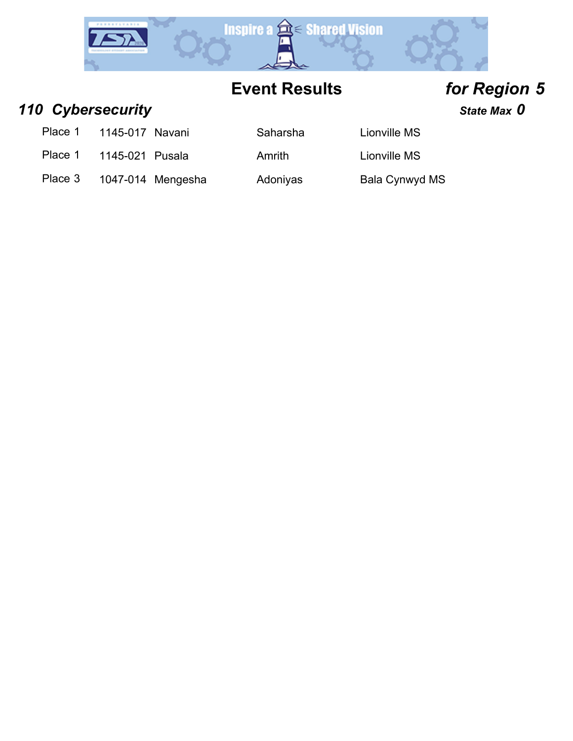# Event Results *for Region 5*

## *110 Cybersecurity*

***State Max 0***

| Place | ID | Last Name | First Name | School |
|---|---|---|---|---|
| Place 1 | 1145-017 | Navani | Saharsha | Lionville MS |
| Place 1 | 1145-021 | Pusala | Amrith | Lionville MS |
| Place 3 | 1047-014 | Mengesha | Adoniyas | Bala Cynwyd MS |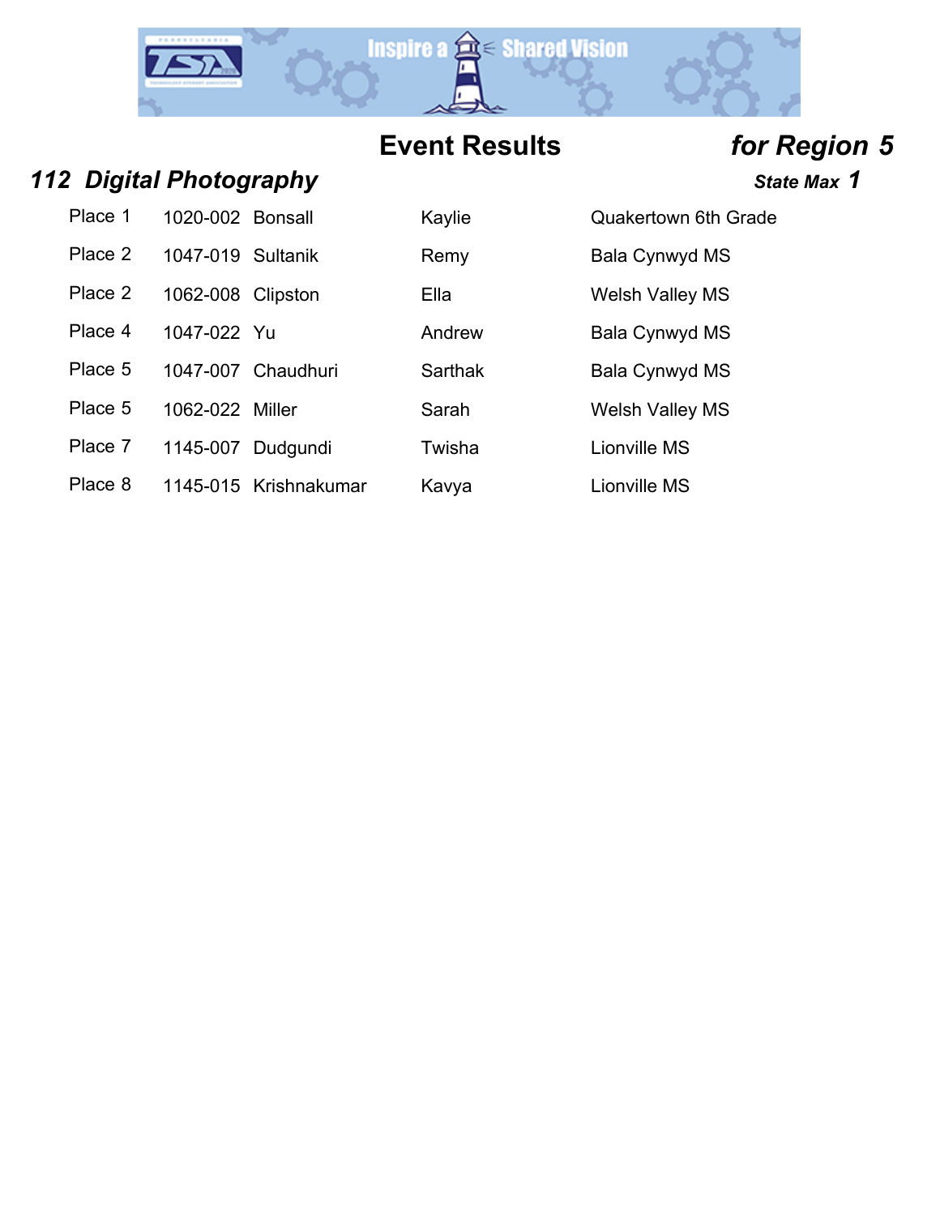## Event Results *for Region 5*

### *112 Digital Photography*

***State Max 1***

| Place | ID | Last Name | First Name | School |
|---|---|---|---|---|
| Place 1 | 1020-002 | Bonsall | Kaylie | Quakertown 6th Grade |
| Place 2 | 1047-019 | Sultanik | Remy | Bala Cynwyd MS |
| Place 2 | 1062-008 | Clipston | Ella | Welsh Valley MS |
| Place 4 | 1047-022 | Yu | Andrew | Bala Cynwyd MS |
| Place 5 | 1047-007 | Chaudhuri | Sarthak | Bala Cynwyd MS |
| Place 5 | 1062-022 | Miller | Sarah | Welsh Valley MS |
| Place 7 | 1145-007 | Dudgundi | Twisha | Lionville MS |
| Place 8 | 1145-015 | Krishnakumar | Kavya | Lionville MS |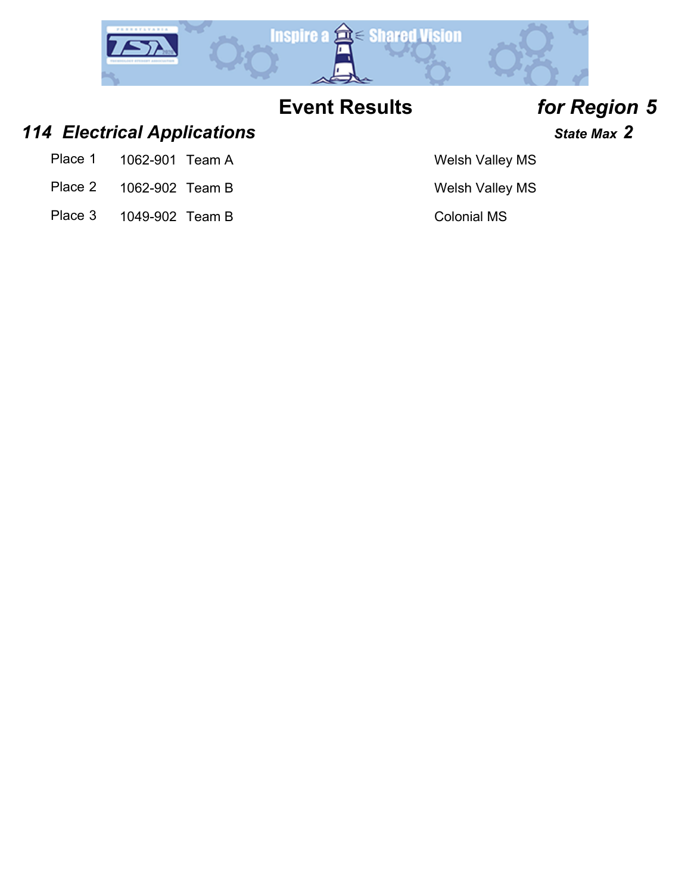# Event Results *for Region 5*

## *114 Electrical Applications*

***State Max 2***

| Place | ID | Team | School |
|---|---|---|---|
| Place 1 | 1062-901 | Team A | Welsh Valley MS |
| Place 2 | 1062-902 | Team B | Welsh Valley MS |
| Place 3 | 1049-902 | Team B | Colonial MS |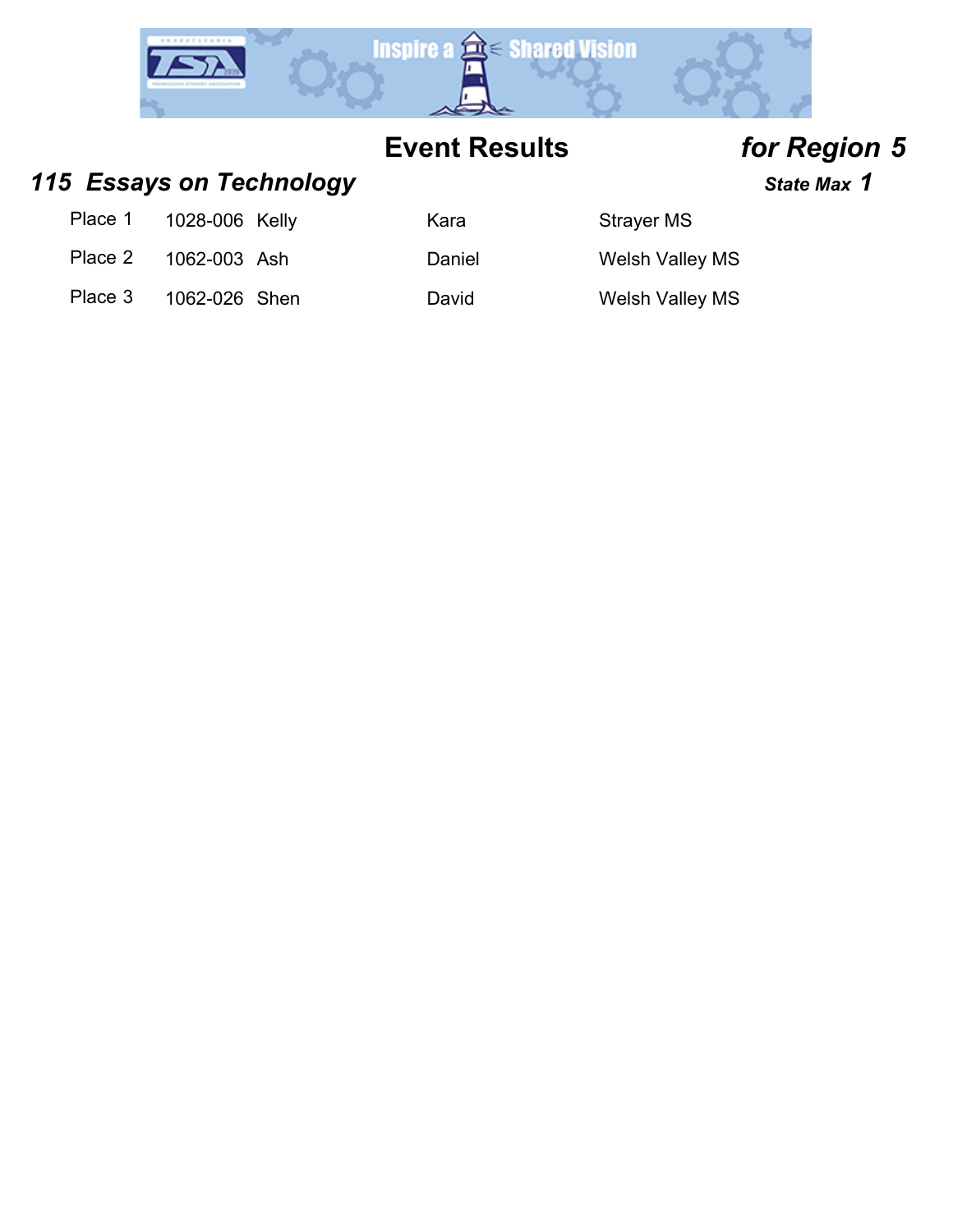# Event Results *for Region 5*

## *115 Essays on Technology*

***State Max 1***

| Place | ID | Last Name | First Name | School |
|---|---|---|---|---|
| Place 1 | 1028-006 | Kelly | Kara | Strayer MS |
| Place 2 | 1062-003 | Ash | Daniel | Welsh Valley MS |
| Place 3 | 1062-026 | Shen | David | Welsh Valley MS |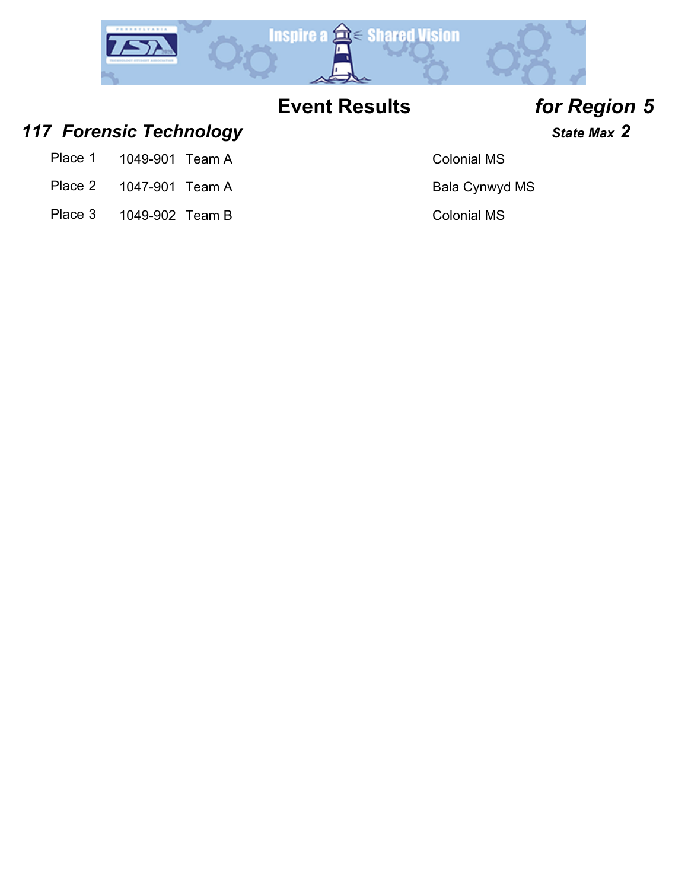# Event Results *for Region 5*

## *117 Forensic Technology*

***State Max 2***

| Place | ID | Team | School |
|---|---|---|---|
| Place 1 | 1049-901 | Team A | Colonial MS |
| Place 2 | 1047-901 | Team A | Bala Cynwyd MS |
| Place 3 | 1049-902 | Team B | Colonial MS |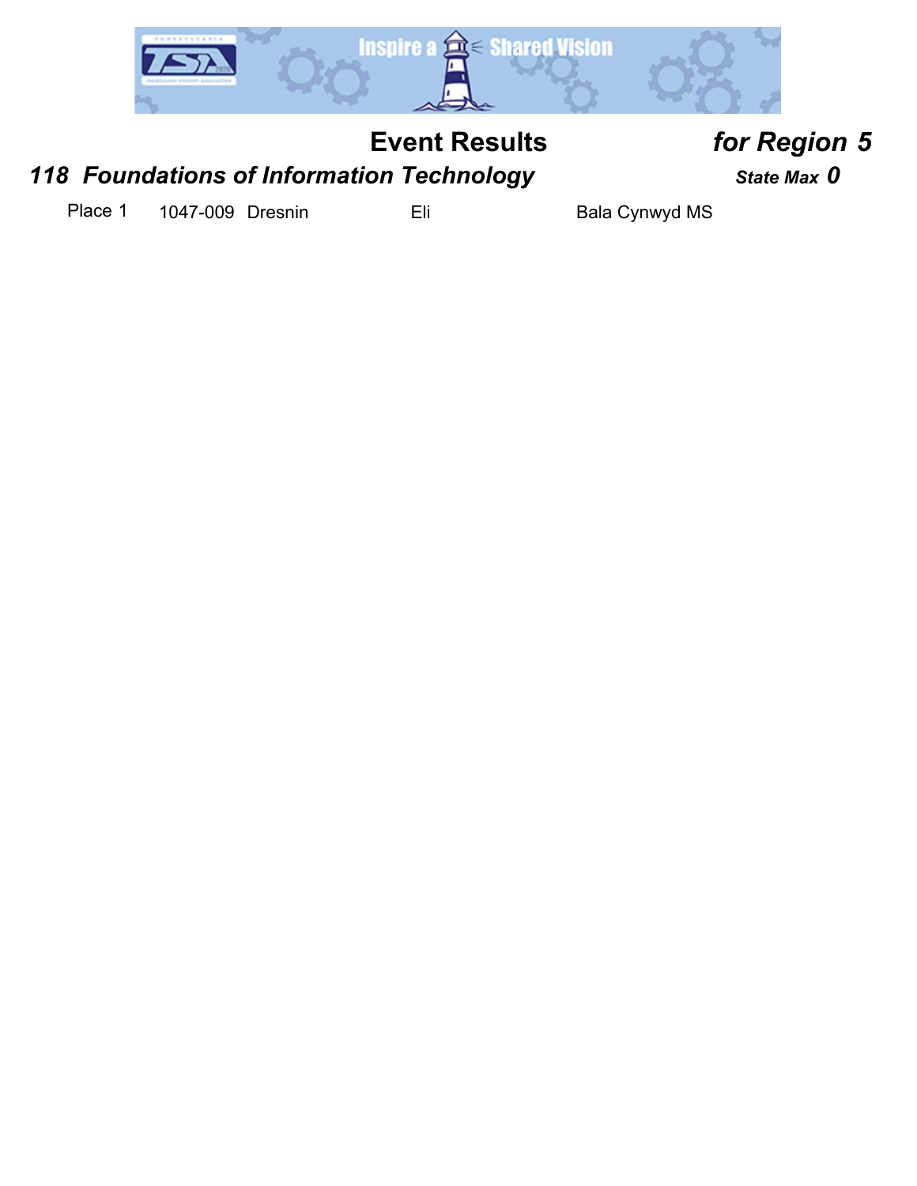# Event Results *for Region 5*

## *118 Foundations of Information Technology* ***State Max 0***

| Place | ID | Last Name | First Name | School |
|---|---|---|---|---|
| Place 1 | 1047-009 | Dresnin | Eli | Bala Cynwyd MS |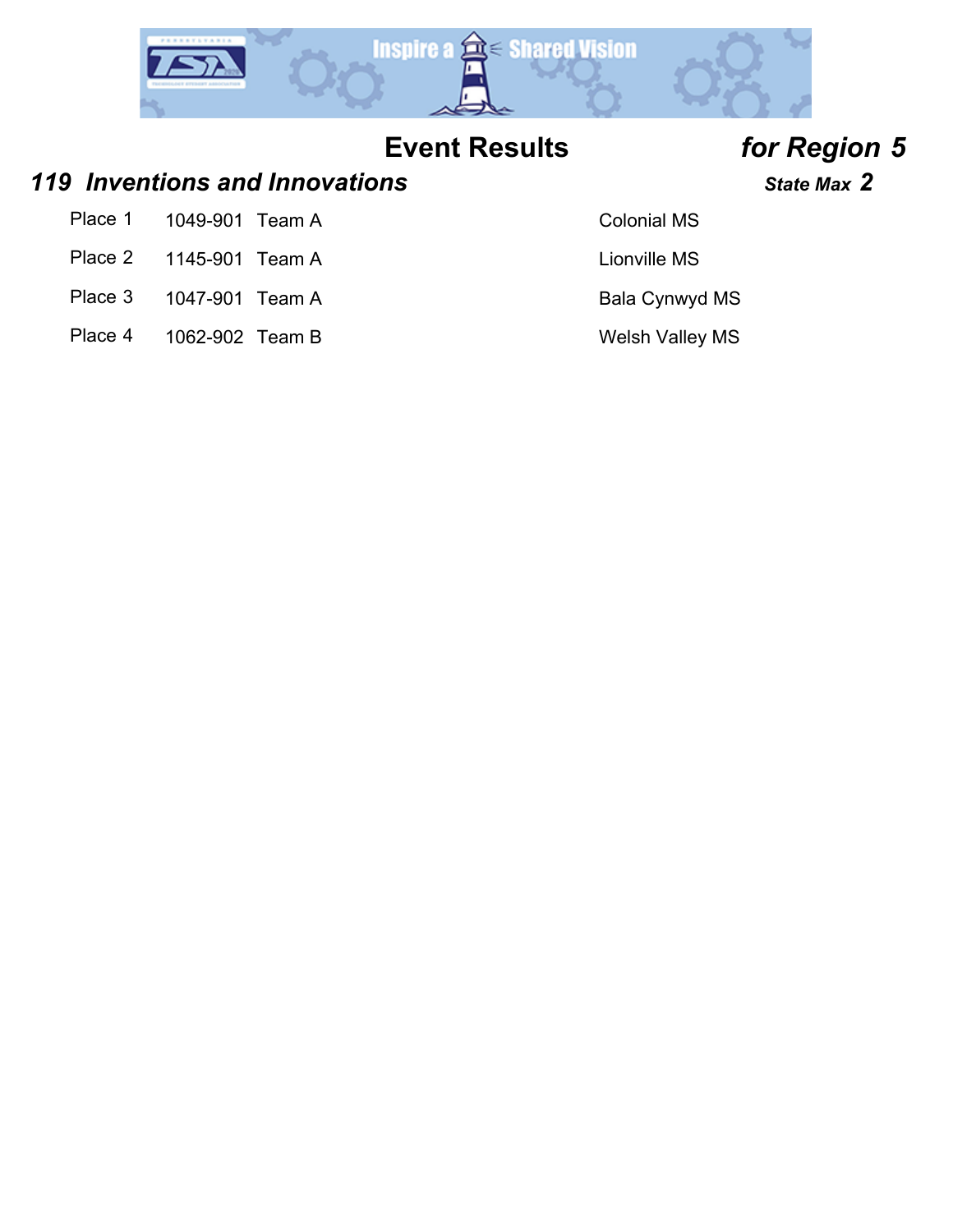# Event Results *for Region 5*

## *119 Inventions and Innovations*

***State Max 2***

| Place | ID | Team | School |
|---|---|---|---|
| Place 1 | 1049-901 | Team A | Colonial MS |
| Place 2 | 1145-901 | Team A | Lionville MS |
| Place 3 | 1047-901 | Team A | Bala Cynwyd MS |
| Place 4 | 1062-902 | Team B | Welsh Valley MS |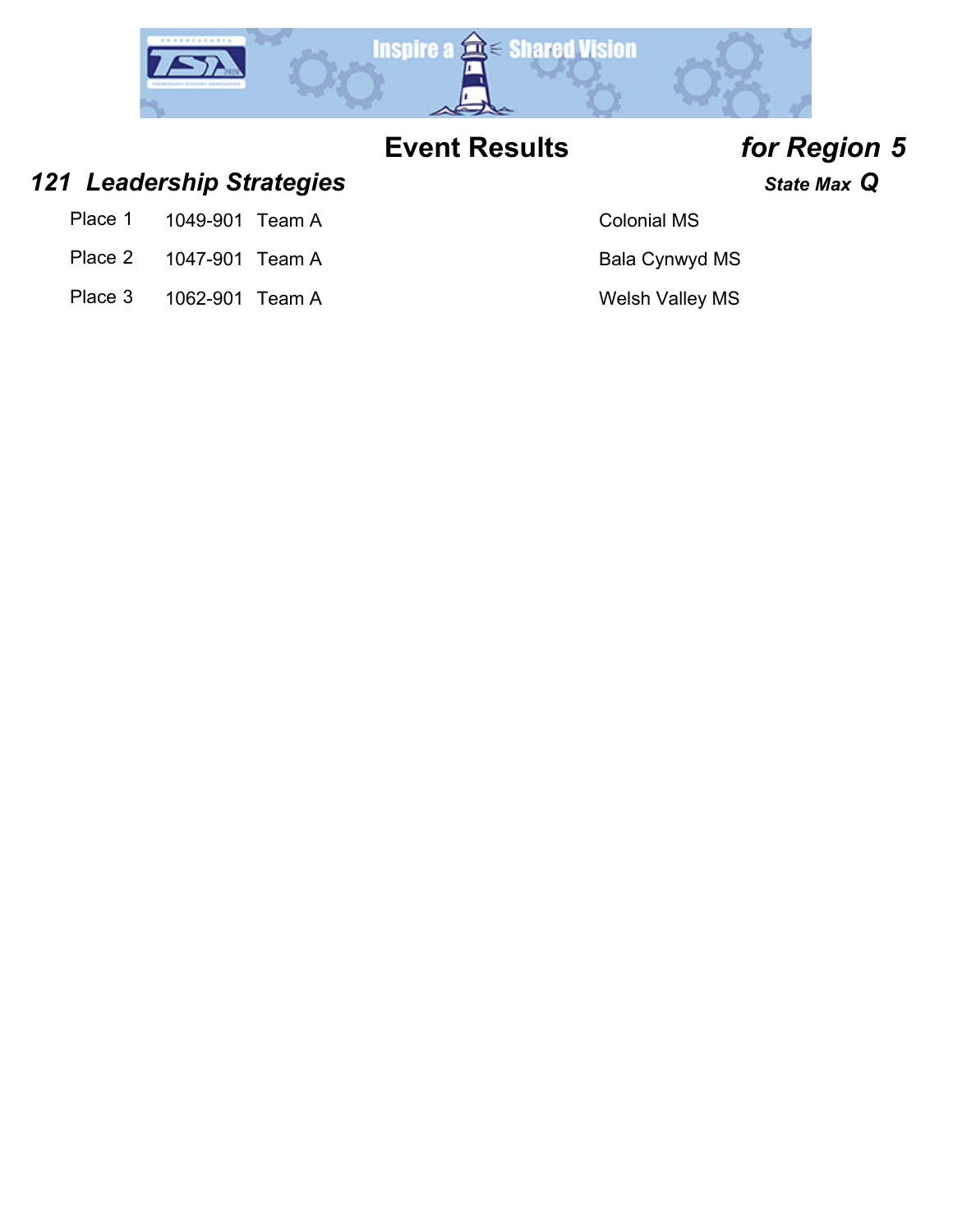# Event Results *for Region 5*

## *121 Leadership Strategies*

***State Max Q***

| Place | ID | Team | School |
|---|---|---|---|
| Place 1 | 1049-901 | Team A | Colonial MS |
| Place 2 | 1047-901 | Team A | Bala Cynwyd MS |
| Place 3 | 1062-901 | Team A | Welsh Valley MS |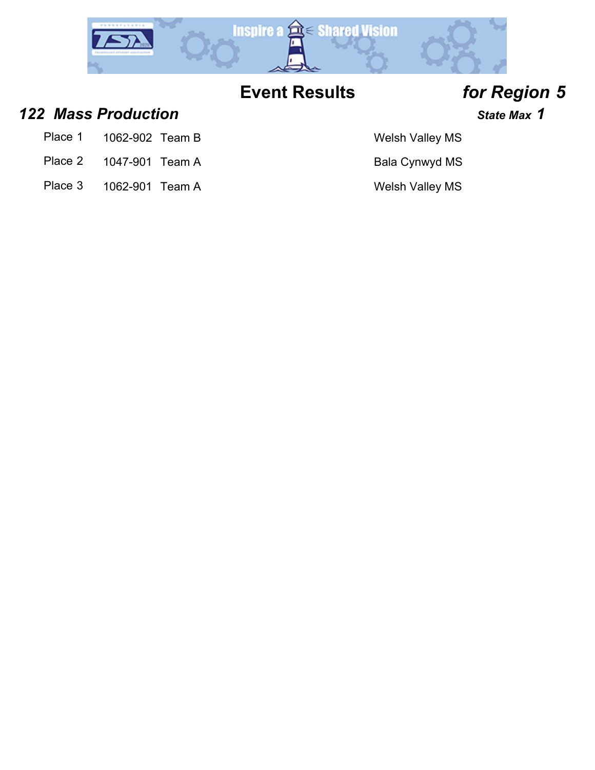# Event Results *for Region 5*

## *122 Mass Production*

***State Max 1***

| Place | ID | Team | School |
|---|---|---|---|
| Place 1 | 1062-902 | Team B | Welsh Valley MS |
| Place 2 | 1047-901 | Team A | Bala Cynwyd MS |
| Place 3 | 1062-901 | Team A | Welsh Valley MS |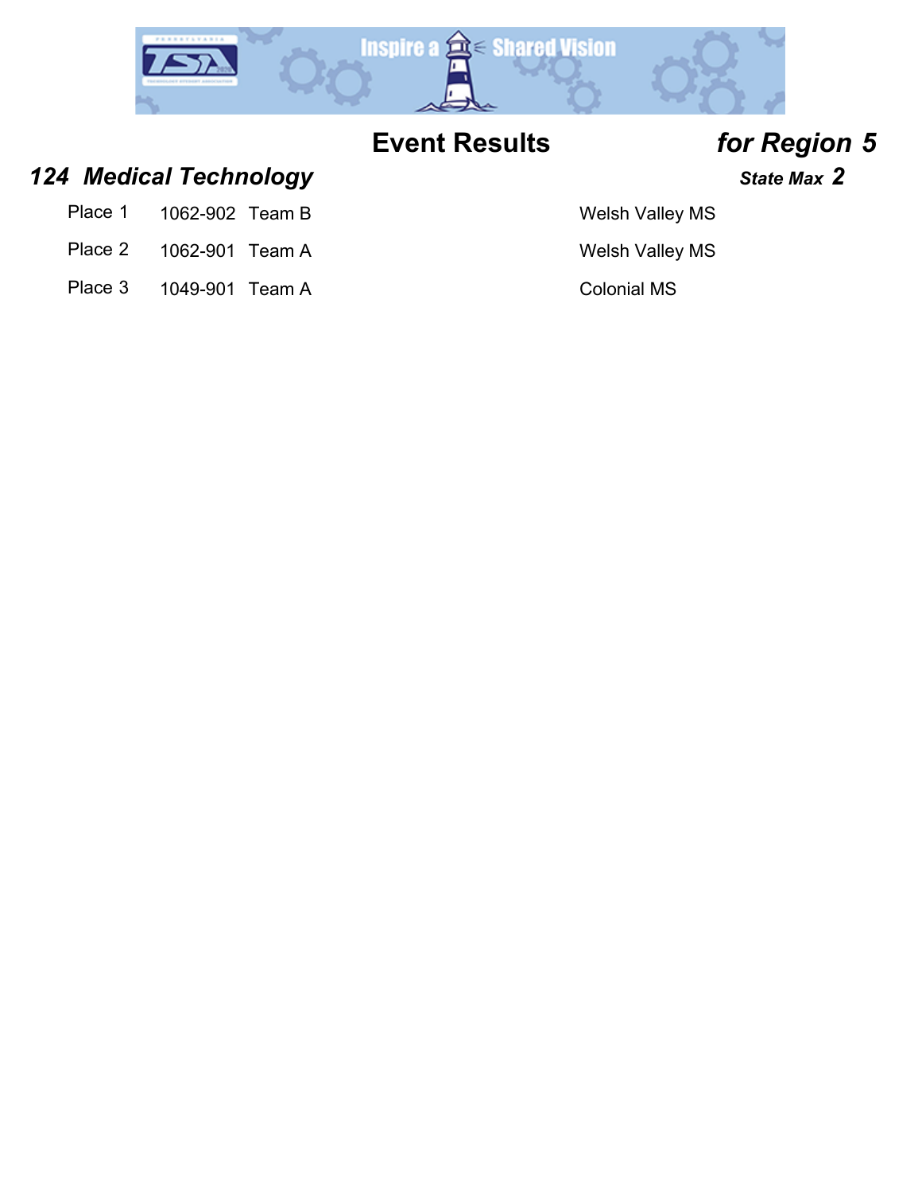# Event Results *for Region 5*

## *124 Medical Technology*

***State Max 2***

| Place | ID | Team | School |
|---|---|---|---|
| Place 1 | 1062-902 | Team B | Welsh Valley MS |
| Place 2 | 1062-901 | Team A | Welsh Valley MS |
| Place 3 | 1049-901 | Team A | Colonial MS |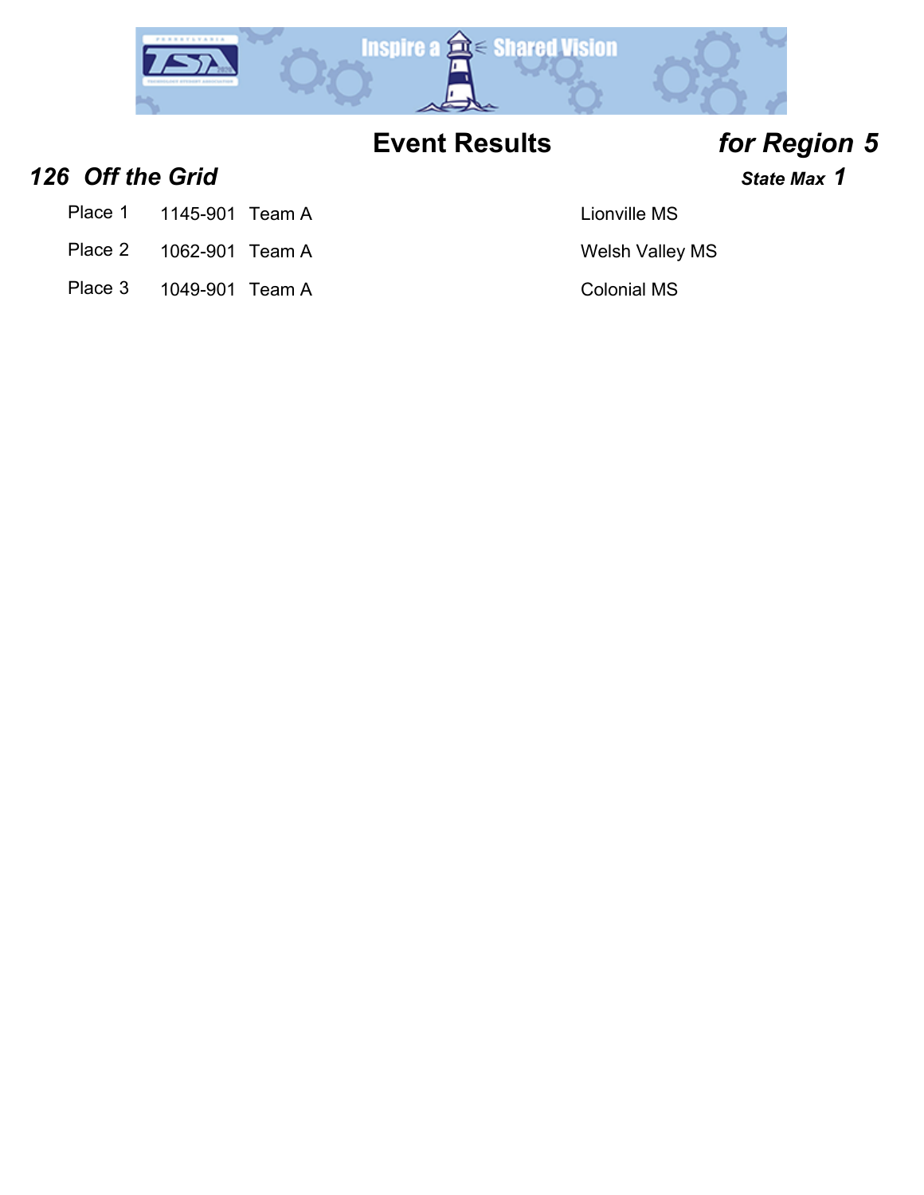# Event Results *for Region 5*

## *126 Off the Grid*

***State Max 1***

| Place | ID | Team | School |
| --- | --- | --- | --- |
| Place 1 | 1145-901 | Team A | Lionville MS |
| Place 2 | 1062-901 | Team A | Welsh Valley MS |
| Place 3 | 1049-901 | Team A | Colonial MS |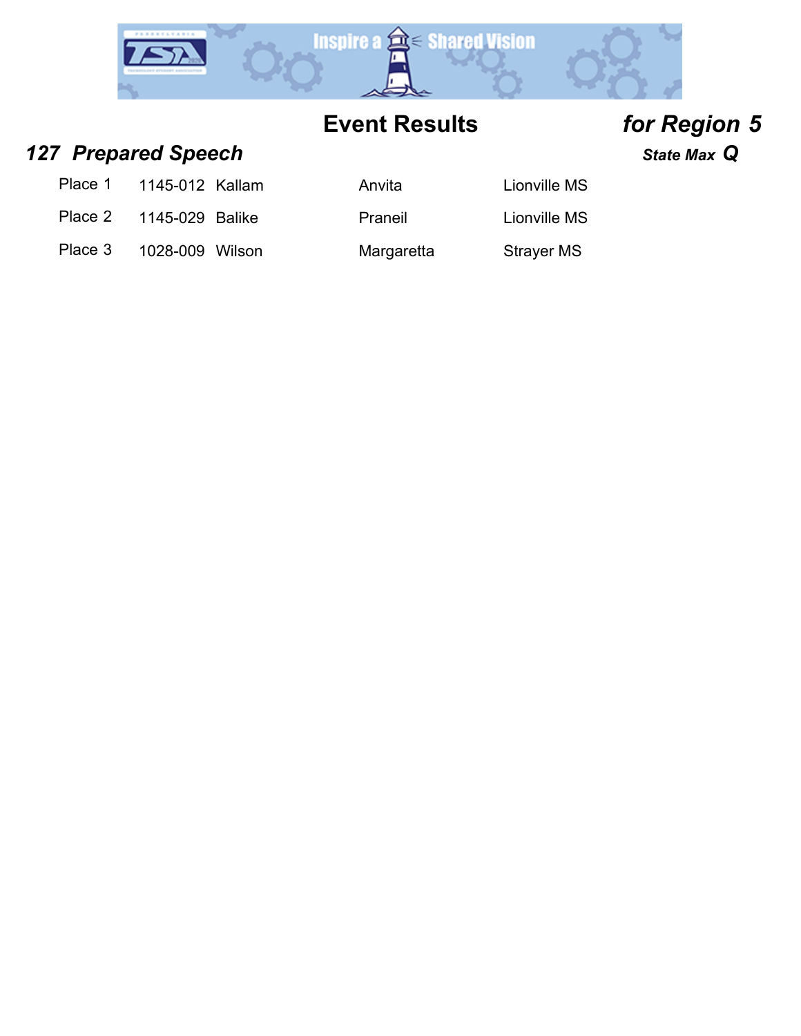# Event Results for Region 5

## 127 Prepared Speech

**State Max Q**

| Place | ID | Last Name | First Name | School |
|---|---|---|---|---|
| Place 1 | 1145-012 | Kallam | Anvita | Lionville MS |
| Place 2 | 1145-029 | Balike | Praneil | Lionville MS |
| Place 3 | 1028-009 | Wilson | Margaretta | Strayer MS |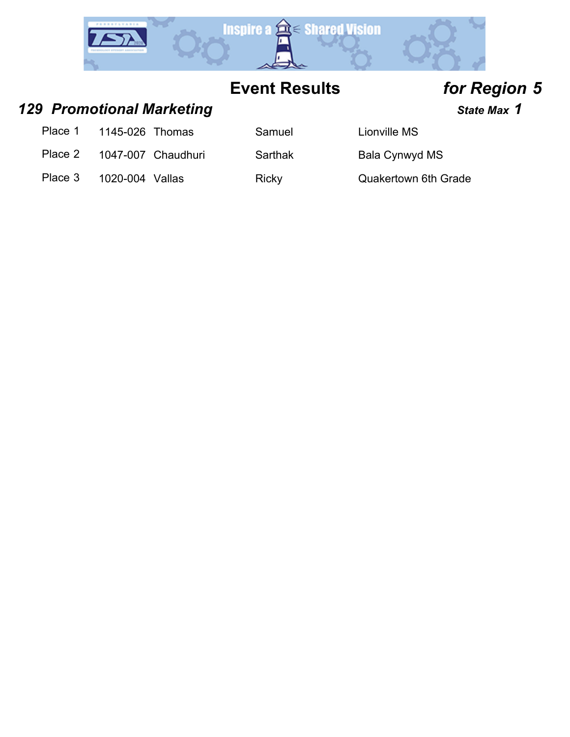# Event Results *for Region 5*

## *129 Promotional Marketing*

***State Max 1***

| Place | ID | Last Name | First Name | School |
| --- | --- | --- | --- | --- |
| Place 1 | 1145-026 | Thomas | Samuel | Lionville MS |
| Place 2 | 1047-007 | Chaudhuri | Sarthak | Bala Cynwyd MS |
| Place 3 | 1020-004 | Vallas | Ricky | Quakertown 6th Grade |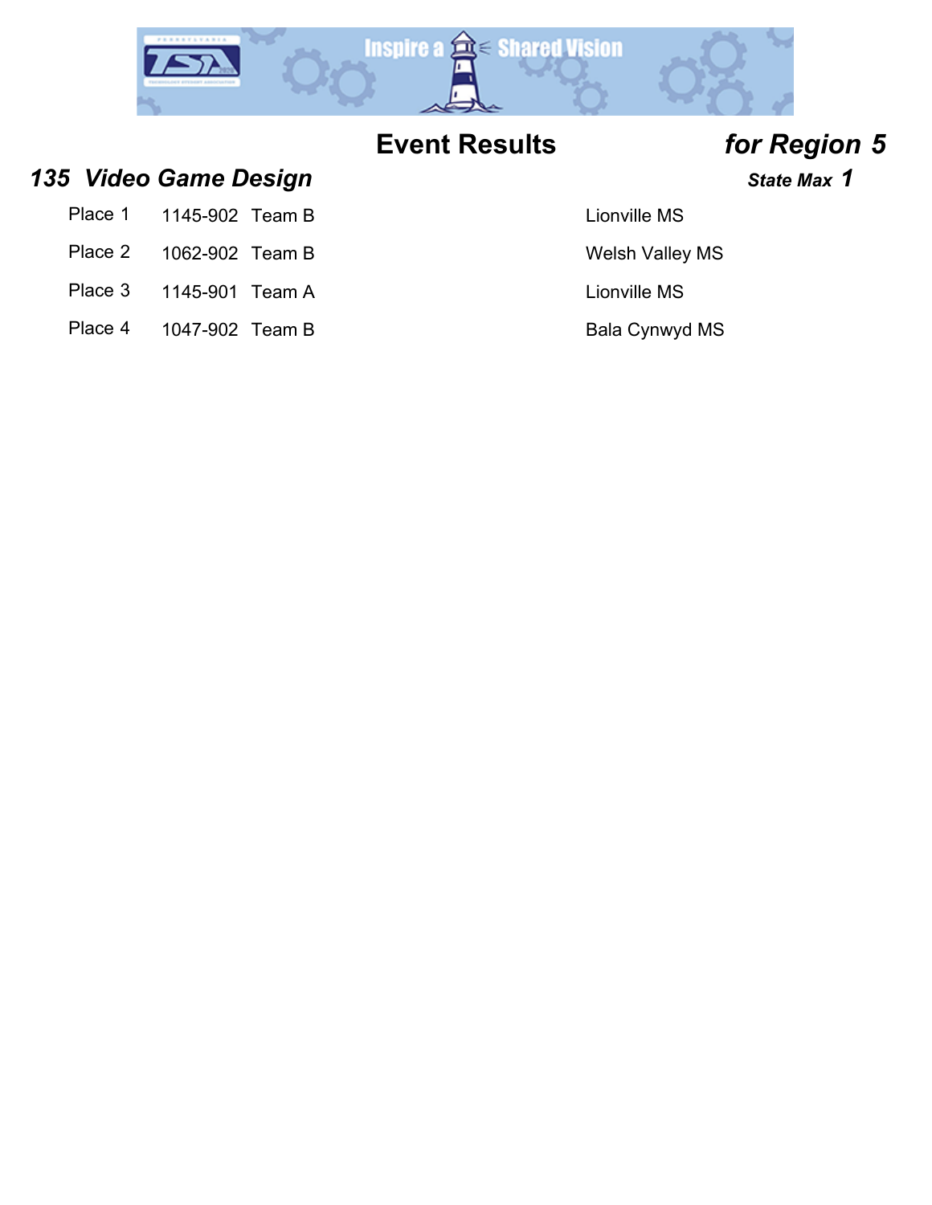# Event Results *for Region 5*

## *135 Video Game Design*

***State Max 1***

| Place | ID | Team | School |
|---|---|---|---|
| Place 1 | 1145-902 | Team B | Lionville MS |
| Place 2 | 1062-902 | Team B | Welsh Valley MS |
| Place 3 | 1145-901 | Team A | Lionville MS |
| Place 4 | 1047-902 | Team B | Bala Cynwyd MS |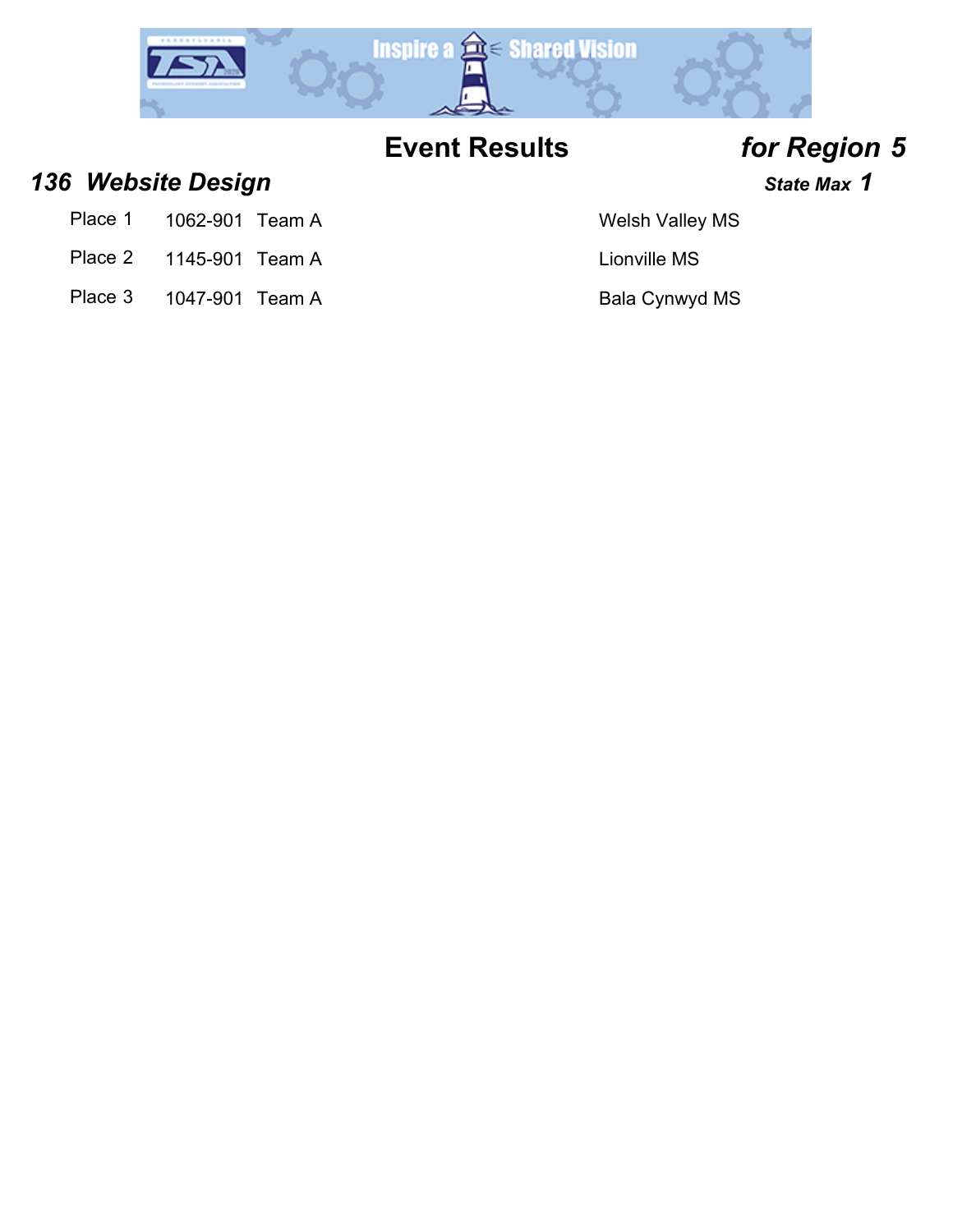# Event Results for Region 5

## *136 Website Design*

***State Max 1***

| Place | ID | Team | School |
|---|---|---|---|
| Place 1 | 1062-901 | Team A | Welsh Valley MS |
| Place 2 | 1145-901 | Team A | Lionville MS |
| Place 3 | 1047-901 | Team A | Bala Cynwyd MS |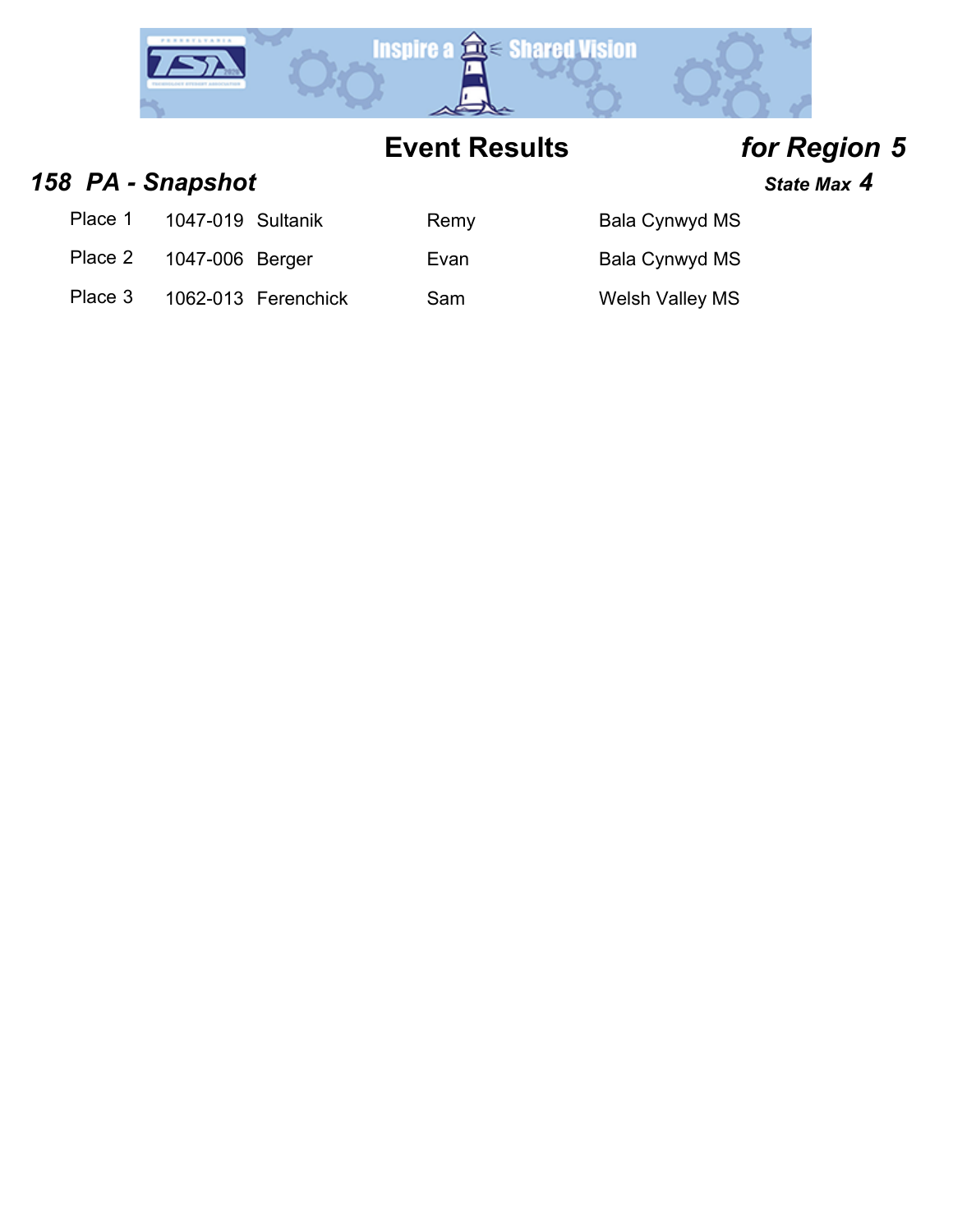## Event Results *for Region 5*

### *158 PA - Snapshot* 

***State Max 4***

| Place | ID | Last Name | First Name | School |
|---|---|---|---|---|
| Place 1 | 1047-019 | Sultanik | Remy | Bala Cynwyd MS |
| Place 2 | 1047-006 | Berger | Evan | Bala Cynwyd MS |
| Place 3 | 1062-013 | Ferenchick | Sam | Welsh Valley MS |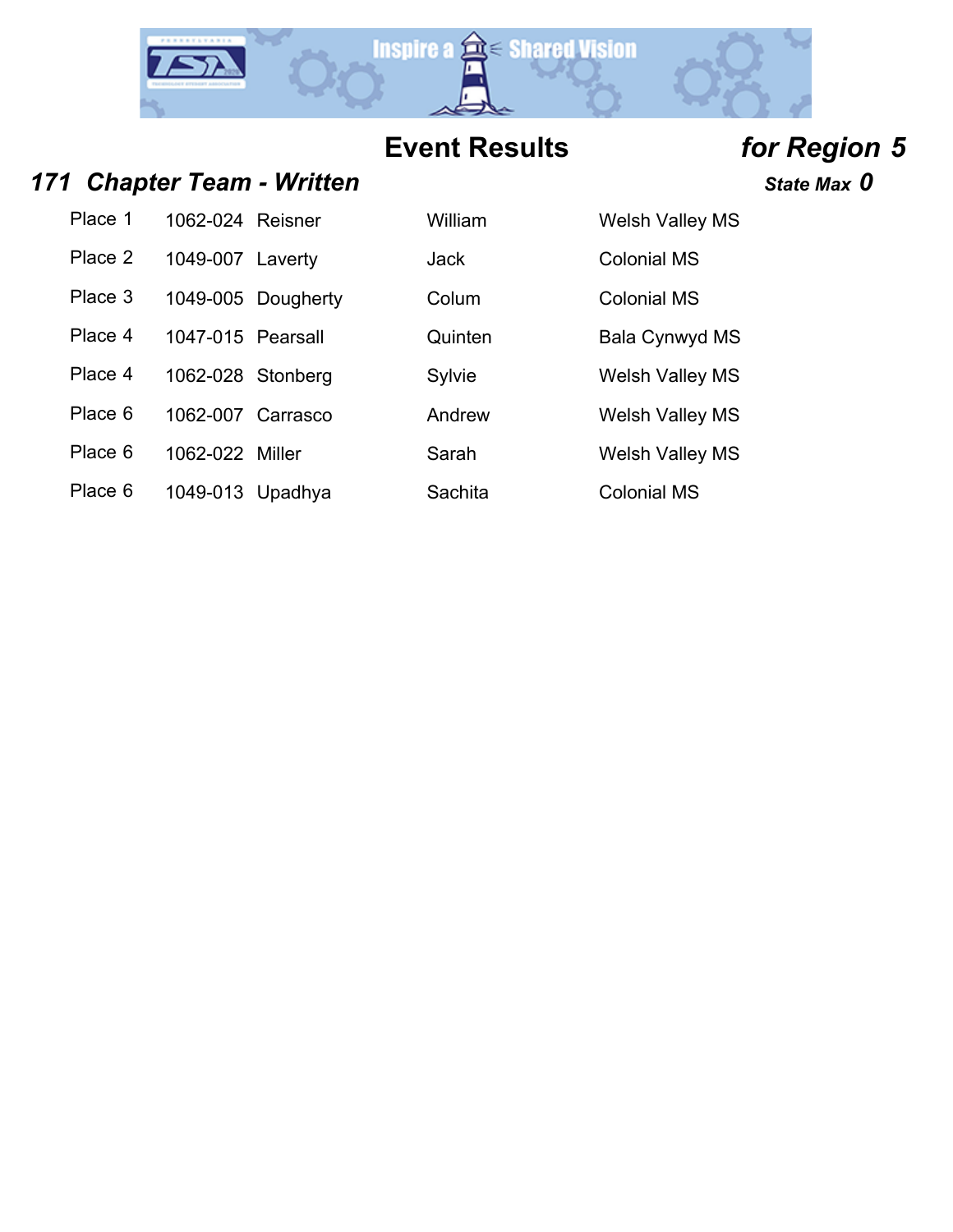## Event Results *for Region 5*

### *171 Chapter Team - Written*

***State Max 0***

| Place | ID | Last Name | First Name | School |
|---|---|---|---|---|
| Place 1 | 1062-024 | Reisner | William | Welsh Valley MS |
| Place 2 | 1049-007 | Laverty | Jack | Colonial MS |
| Place 3 | 1049-005 | Dougherty | Colum | Colonial MS |
| Place 4 | 1047-015 | Pearsall | Quinten | Bala Cynwyd MS |
| Place 4 | 1062-028 | Stonberg | Sylvie | Welsh Valley MS |
| Place 6 | 1062-007 | Carrasco | Andrew | Welsh Valley MS |
| Place 6 | 1062-022 | Miller | Sarah | Welsh Valley MS |
| Place 6 | 1049-013 | Upadhya | Sachita | Colonial MS |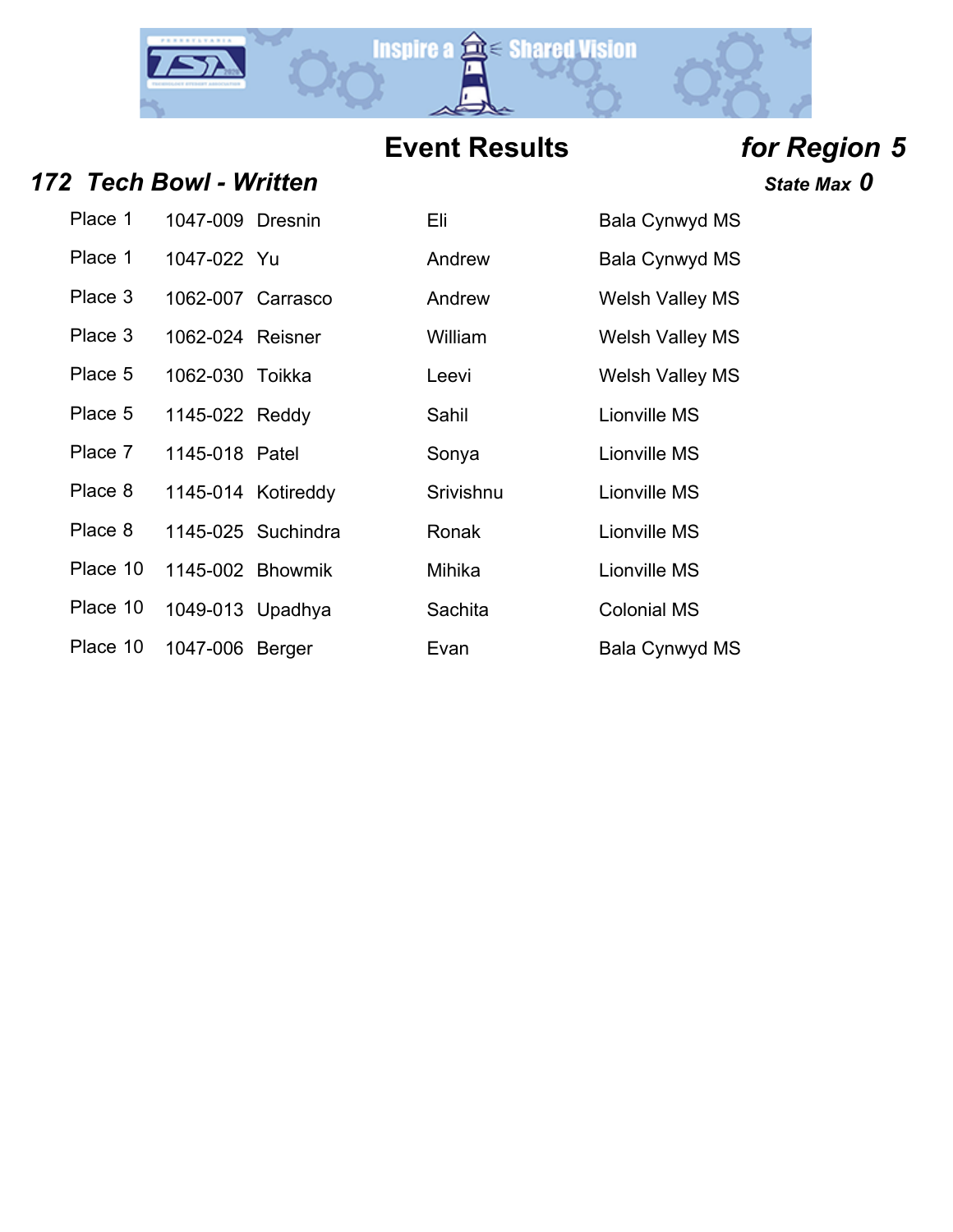## Event Results *for Region 5*

### *172 Tech Bowl - Written*

***State Max 0***

| Place | ID | Last Name | First Name | School |
|---|---|---|---|---|
| Place 1 | 1047-009 | Dresnin | Eli | Bala Cynwyd MS |
| Place 1 | 1047-022 | Yu | Andrew | Bala Cynwyd MS |
| Place 3 | 1062-007 | Carrasco | Andrew | Welsh Valley MS |
| Place 3 | 1062-024 | Reisner | William | Welsh Valley MS |
| Place 5 | 1062-030 | Toikka | Leevi | Welsh Valley MS |
| Place 5 | 1145-022 | Reddy | Sahil | Lionville MS |
| Place 7 | 1145-018 | Patel | Sonya | Lionville MS |
| Place 8 | 1145-014 | Kotireddy | Srivishnu | Lionville MS |
| Place 8 | 1145-025 | Suchindra | Ronak | Lionville MS |
| Place 10 | 1145-002 | Bhowmik | Mihika | Lionville MS |
| Place 10 | 1049-013 | Upadhya | Sachita | Colonial MS |
| Place 10 | 1047-006 | Berger | Evan | Bala Cynwyd MS |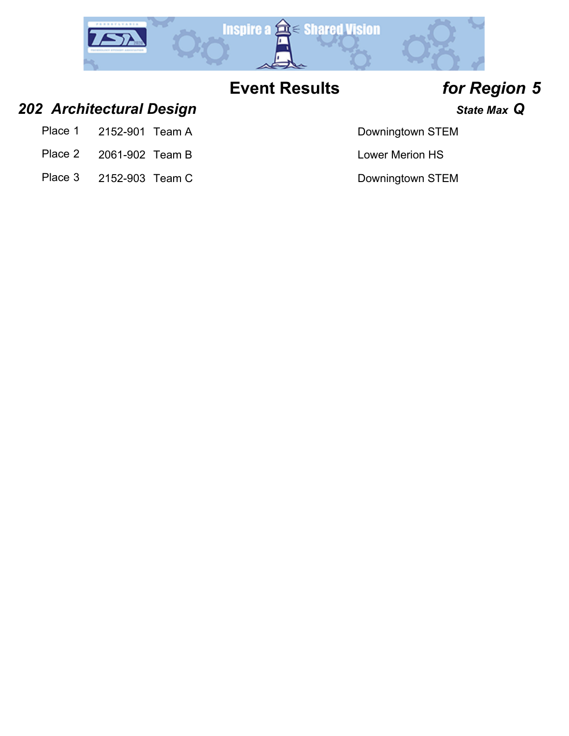# Event Results *for Region 5*

## *202 Architectural Design*

***State Max Q***

| Place | ID | Team | School |
|---|---|---|---|
| Place 1 | 2152-901 | Team A | Downingtown STEM |
| Place 2 | 2061-902 | Team B | Lower Merion HS |
| Place 3 | 2152-903 | Team C | Downingtown STEM |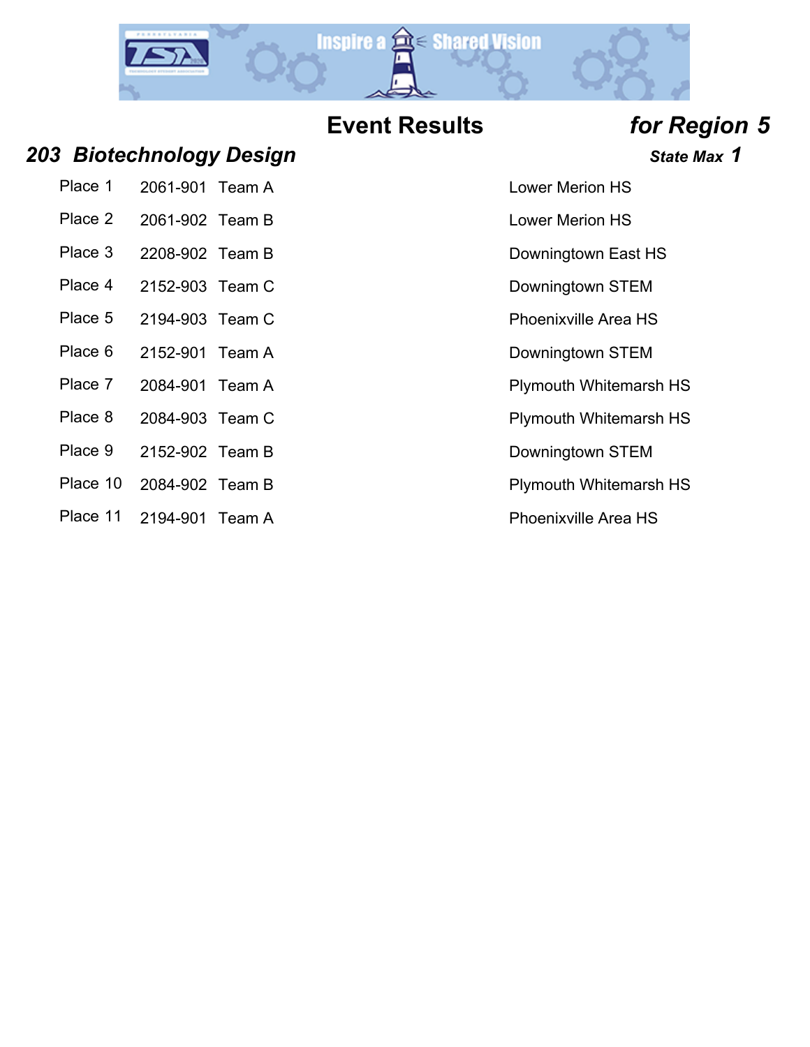# Event Results *for Region 5*

## *203 Biotechnology Design*

***State Max 1***

| Place | ID | Team | School |
|---|---|---|---|
| Place 1 | 2061-901 | Team A | Lower Merion HS |
| Place 2 | 2061-902 | Team B | Lower Merion HS |
| Place 3 | 2208-902 | Team B | Downingtown East HS |
| Place 4 | 2152-903 | Team C | Downingtown STEM |
| Place 5 | 2194-903 | Team C | Phoenixville Area HS |
| Place 6 | 2152-901 | Team A | Downingtown STEM |
| Place 7 | 2084-901 | Team A | Plymouth Whitemarsh HS |
| Place 8 | 2084-903 | Team C | Plymouth Whitemarsh HS |
| Place 9 | 2152-902 | Team B | Downingtown STEM |
| Place 10 | 2084-902 | Team B | Plymouth Whitemarsh HS |
| Place 11 | 2194-901 | Team A | Phoenixville Area HS |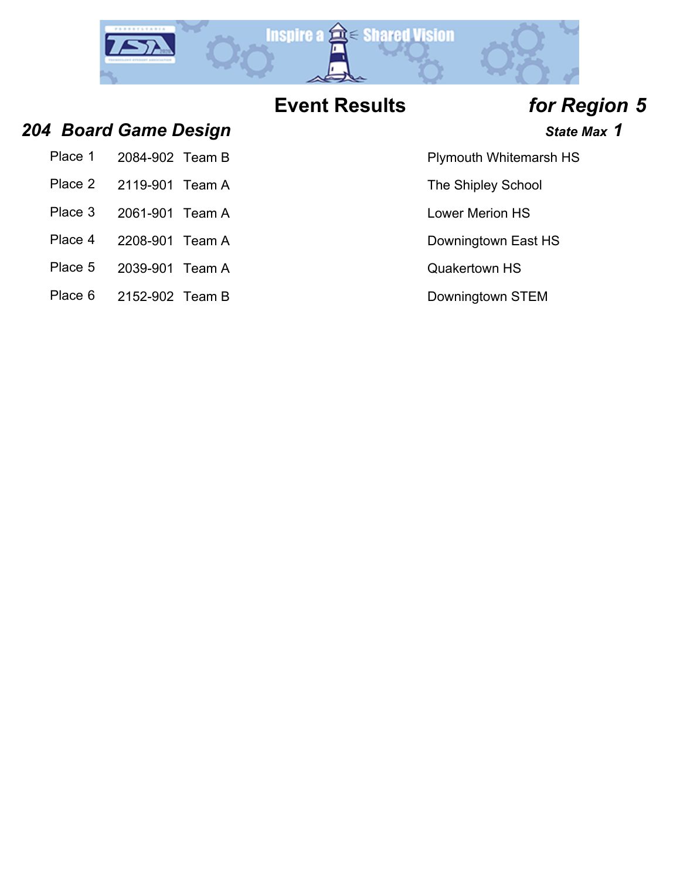# Event Results *for Region 5*

## *204 Board Game Design*

***State Max 1***

| Place | Team ID | Team | School |
|---|---|---|---|
| Place 1 | 2084-902 | Team B | Plymouth Whitemarsh HS |
| Place 2 | 2119-901 | Team A | The Shipley School |
| Place 3 | 2061-901 | Team A | Lower Merion HS |
| Place 4 | 2208-901 | Team A | Downingtown East HS |
| Place 5 | 2039-901 | Team A | Quakertown HS |
| Place 6 | 2152-902 | Team B | Downingtown STEM |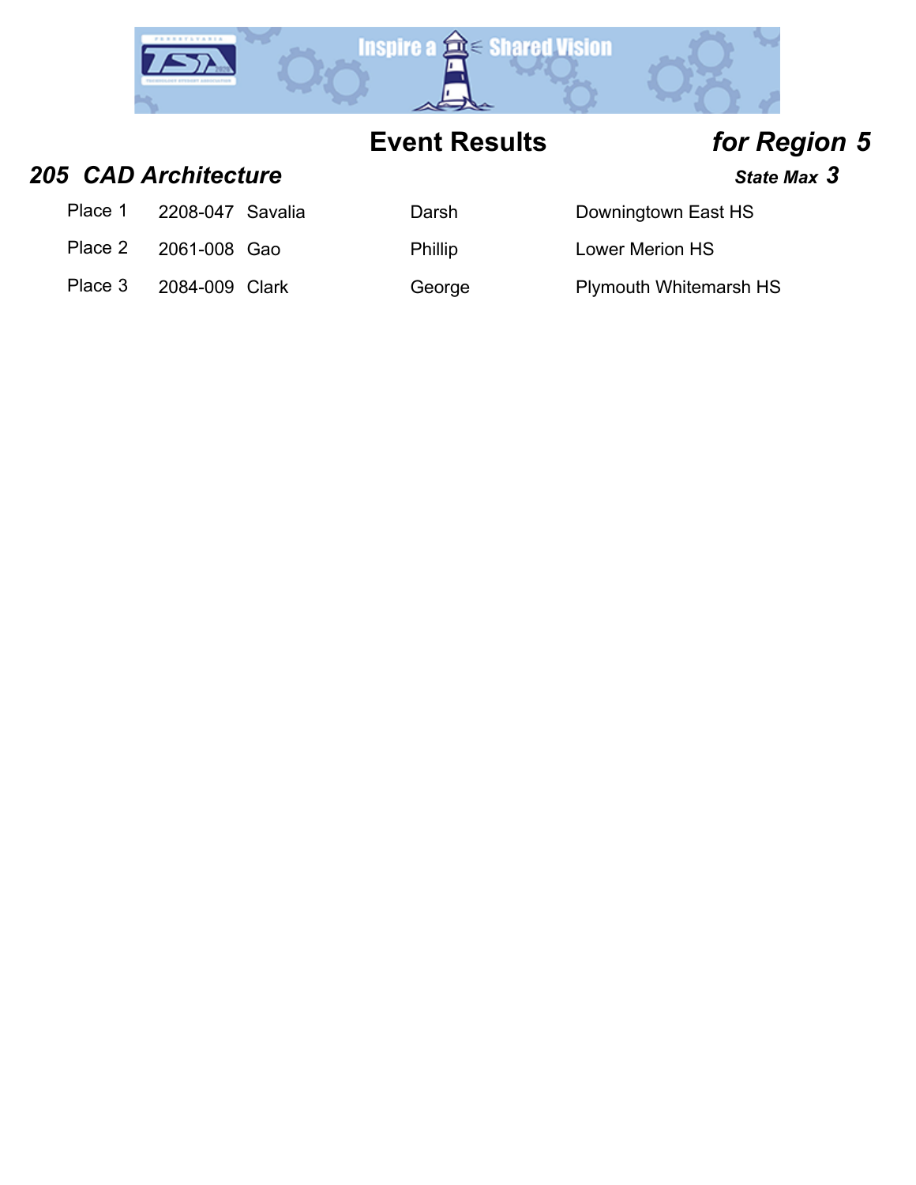# Event Results *for Region 5*

## *205 CAD Architecture*

***State Max 3***

| Place | ID | Last Name | First Name | School |
|---|---|---|---|---|
| Place 1 | 2208-047 | Savalia | Darsh | Downingtown East HS |
| Place 2 | 2061-008 | Gao | Phillip | Lower Merion HS |
| Place 3 | 2084-009 | Clark | George | Plymouth Whitemarsh HS |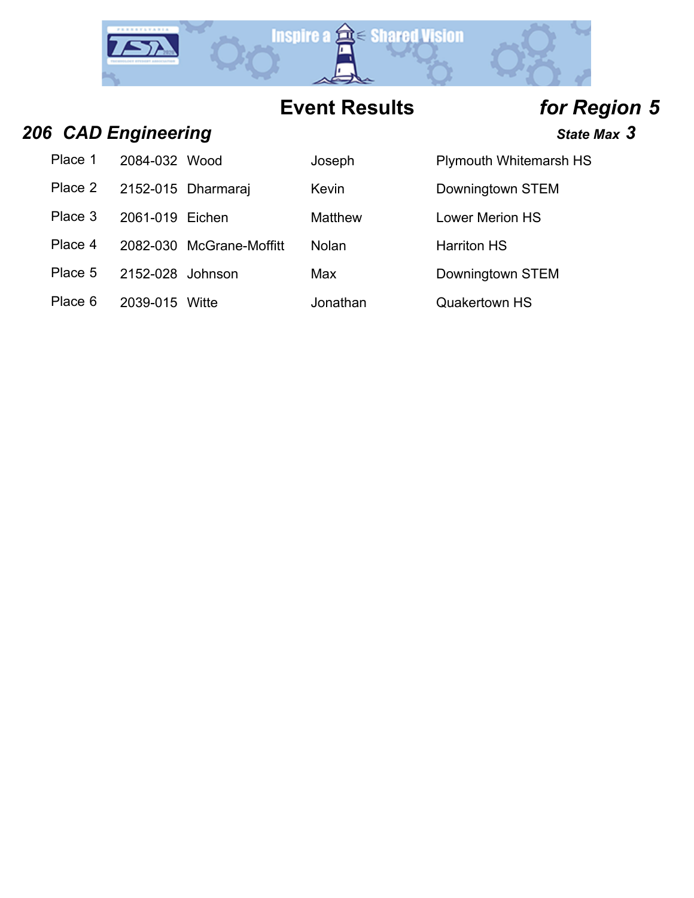# Event Results *for Region 5*

## *206 CAD Engineering*

***State Max 3***

| | | | | |
|---|---|---|---|---|
| Place 1 | 2084-032 | Wood | Joseph | Plymouth Whitemarsh HS |
| Place 2 | 2152-015 | Dharmaraj | Kevin | Downingtown STEM |
| Place 3 | 2061-019 | Eichen | Matthew | Lower Merion HS |
| Place 4 | 2082-030 | McGrane-Moffitt | Nolan | Harriton HS |
| Place 5 | 2152-028 | Johnson | Max | Downingtown STEM |
| Place 6 | 2039-015 | Witte | Jonathan | Quakertown HS |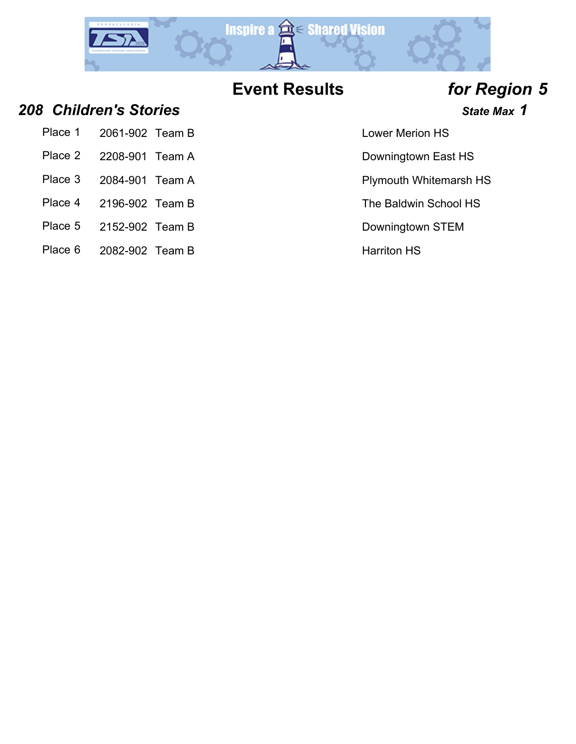# Event Results *for Region 5*

## *208 Children's Stories*

***State Max 1***

| Place | ID | Team | School |
|---|---|---|---|
| Place 1 | 2061-902 | Team B | Lower Merion HS |
| Place 2 | 2208-901 | Team A | Downingtown East HS |
| Place 3 | 2084-901 | Team A | Plymouth Whitemarsh HS |
| Place 4 | 2196-902 | Team B | The Baldwin School HS |
| Place 5 | 2152-902 | Team B | Downingtown STEM |
| Place 6 | 2082-902 | Team B | Harriton HS |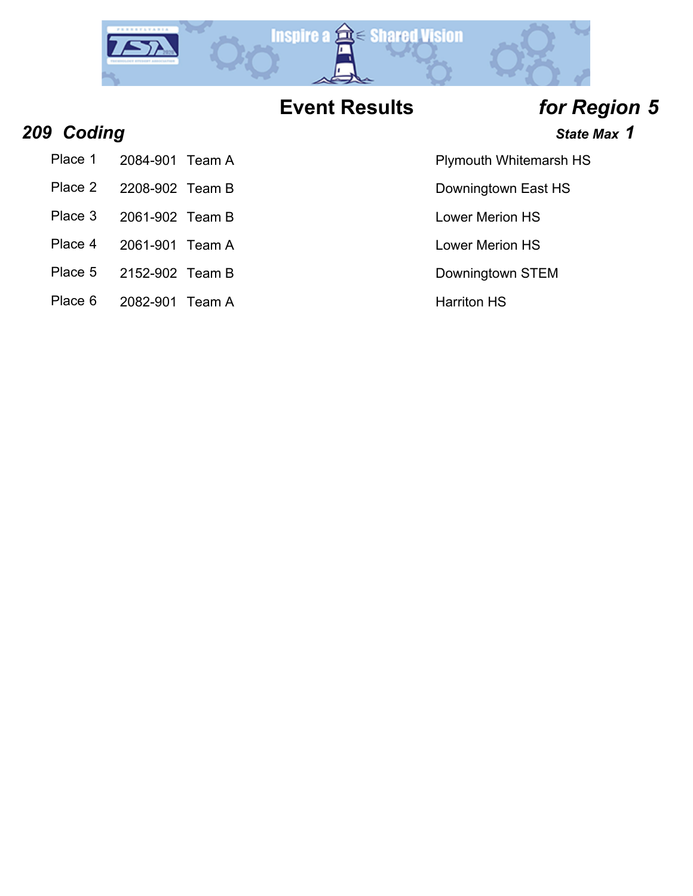# Event Results *for Region 5*

## *209 Coding*

***State Max 1***

| Place | ID | Team | School |
|---|---|---|---|
| Place 1 | 2084-901 | Team A | Plymouth Whitemarsh HS |
| Place 2 | 2208-902 | Team B | Downingtown East HS |
| Place 3 | 2061-902 | Team B | Lower Merion HS |
| Place 4 | 2061-901 | Team A | Lower Merion HS |
| Place 5 | 2152-902 | Team B | Downingtown STEM |
| Place 6 | 2082-901 | Team A | Harriton HS |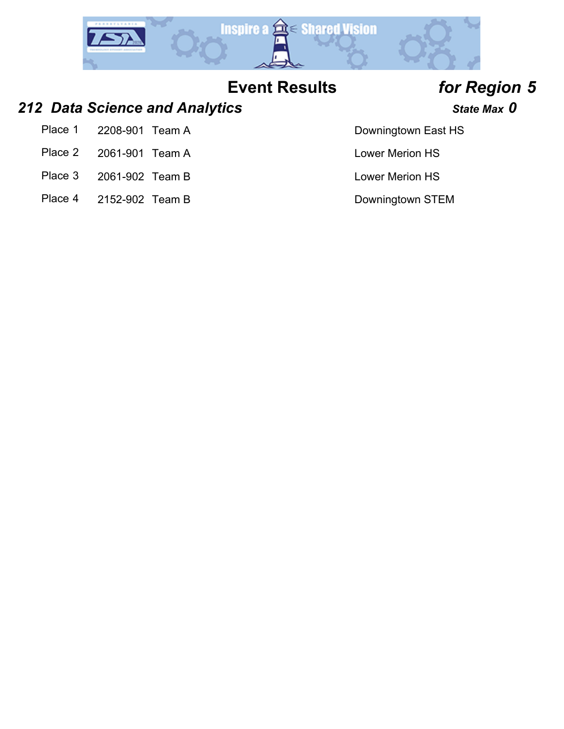# Event Results *for Region 5*

## *212 Data Science and Analytics*

***State Max 0***

| Place | ID | Team | School |
|---|---|---|---|
| Place 1 | 2208-901 | Team A | Downingtown East HS |
| Place 2 | 2061-901 | Team A | Lower Merion HS |
| Place 3 | 2061-902 | Team B | Lower Merion HS |
| Place 4 | 2152-902 | Team B | Downingtown STEM |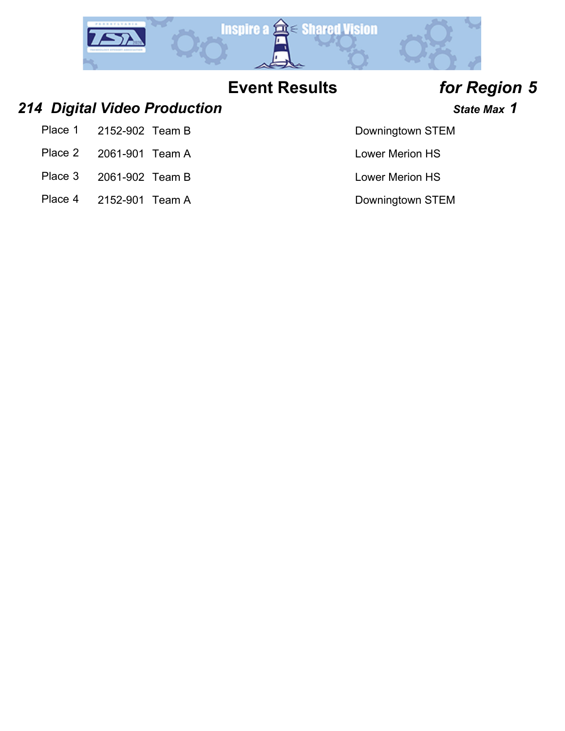# Event Results *for Region 5*

## *214 Digital Video Production*

***State Max 1***

| Place | ID | Team | School |
|---|---|---|---|
| Place 1 | 2152-902 | Team B | Downingtown STEM |
| Place 2 | 2061-901 | Team A | Lower Merion HS |
| Place 3 | 2061-902 | Team B | Lower Merion HS |
| Place 4 | 2152-901 | Team A | Downingtown STEM |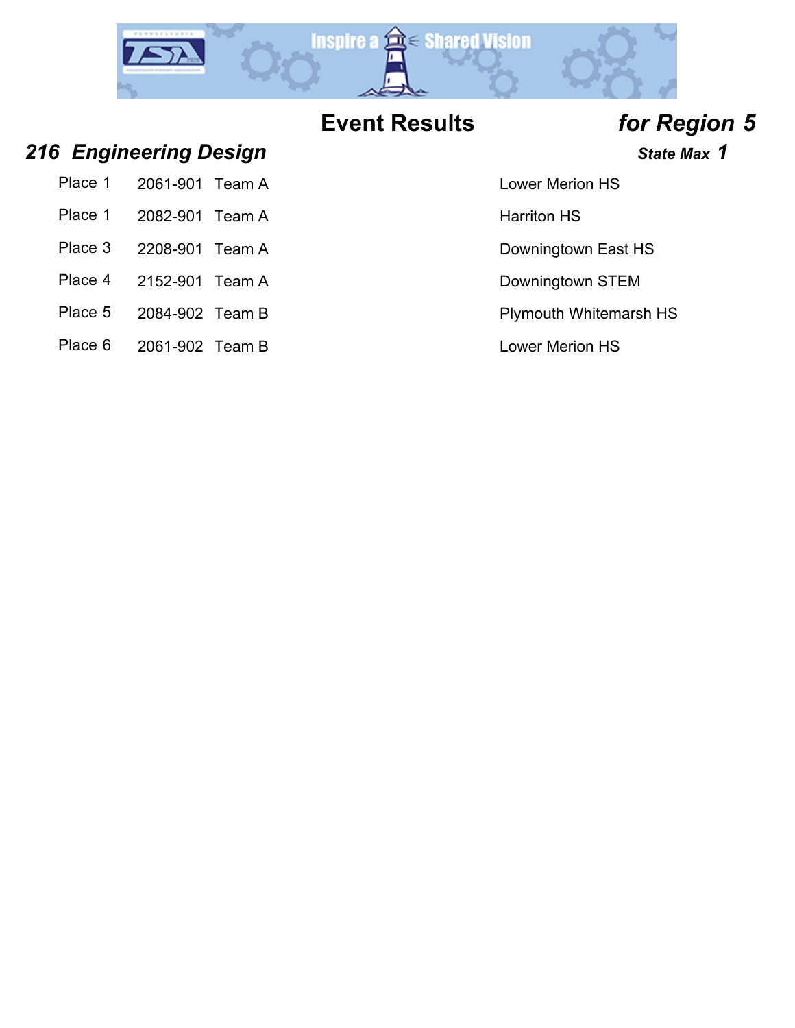# Event Results *for Region 5*

## *216 Engineering Design*

***State Max 1***

| Place | ID | Team | School |
|---|---|---|---|
| Place 1 | 2061-901 | Team A | Lower Merion HS |
| Place 1 | 2082-901 | Team A | Harriton HS |
| Place 3 | 2208-901 | Team A | Downingtown East HS |
| Place 4 | 2152-901 | Team A | Downingtown STEM |
| Place 5 | 2084-902 | Team B | Plymouth Whitemarsh HS |
| Place 6 | 2061-902 | Team B | Lower Merion HS |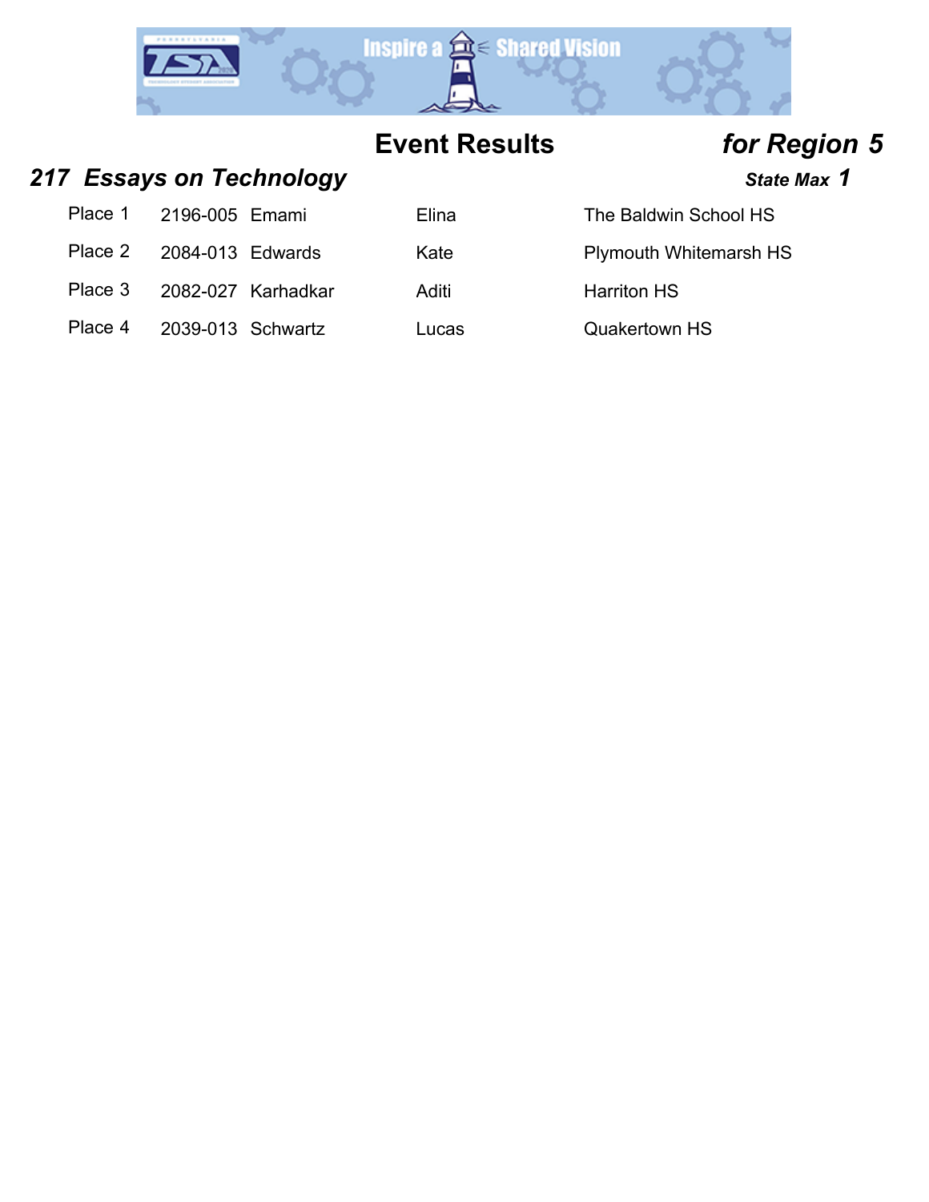## Event Results *for Region 5*

### *217 Essays on Technology*

*State Max 1*

| Place | ID | Last Name | First Name | School |
|---|---|---|---|---|
| Place 1 | 2196-005 | Emami | Elina | The Baldwin School HS |
| Place 2 | 2084-013 | Edwards | Kate | Plymouth Whitemarsh HS |
| Place 3 | 2082-027 | Karhadkar | Aditi | Harriton HS |
| Place 4 | 2039-013 | Schwartz | Lucas | Quakertown HS |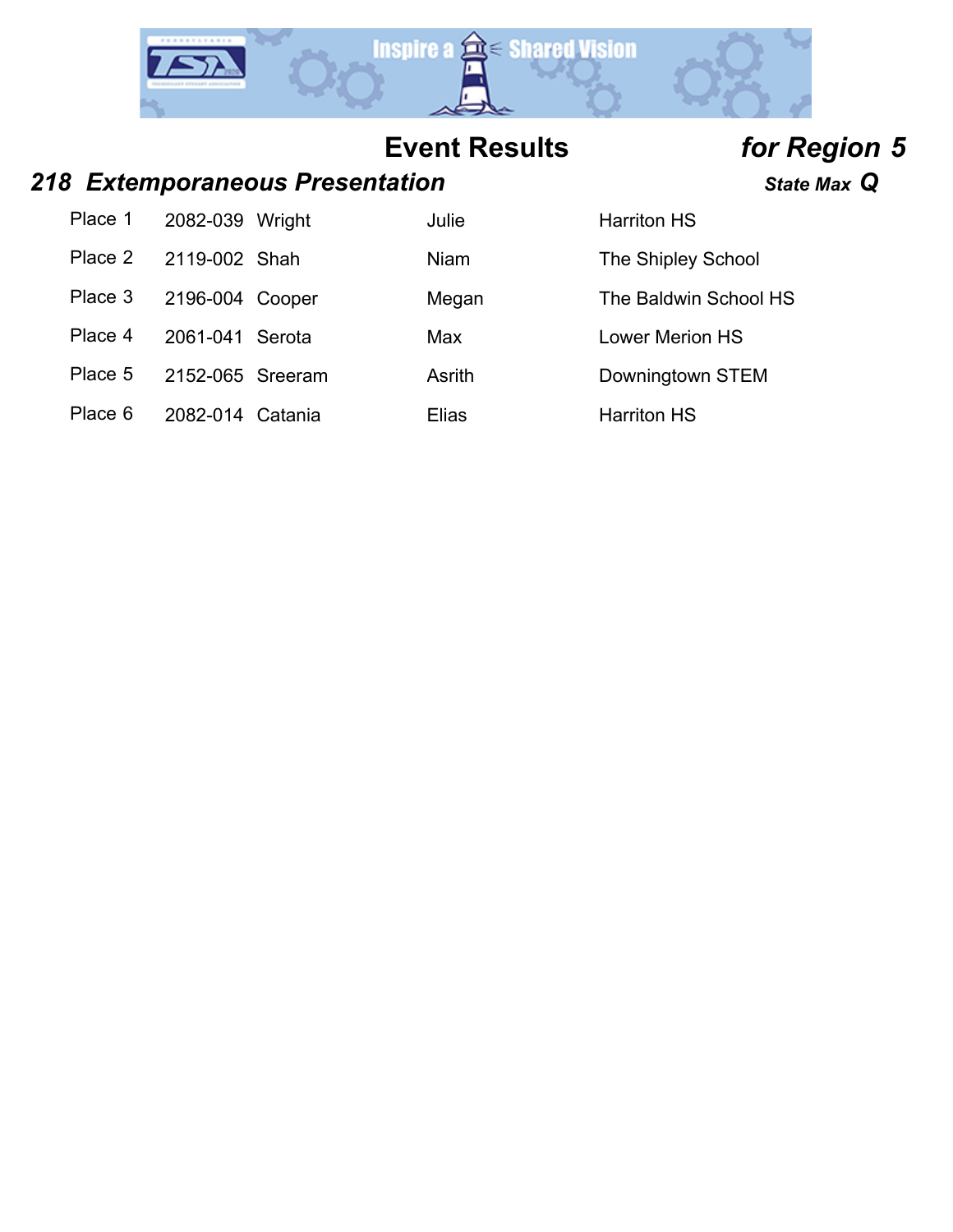# Event Results for Region 5

## *218 Extemporaneous Presentation*

*State Max* **Q**

| Place | ID | Last Name | First Name | School |
|---|---|---|---|---|
| Place 1 | 2082-039 | Wright | Julie | Harriton HS |
| Place 2 | 2119-002 | Shah | Niam | The Shipley School |
| Place 3 | 2196-004 | Cooper | Megan | The Baldwin School HS |
| Place 4 | 2061-041 | Serota | Max | Lower Merion HS |
| Place 5 | 2152-065 | Sreeram | Asrith | Downingtown STEM |
| Place 6 | 2082-014 | Catania | Elias | Harriton HS |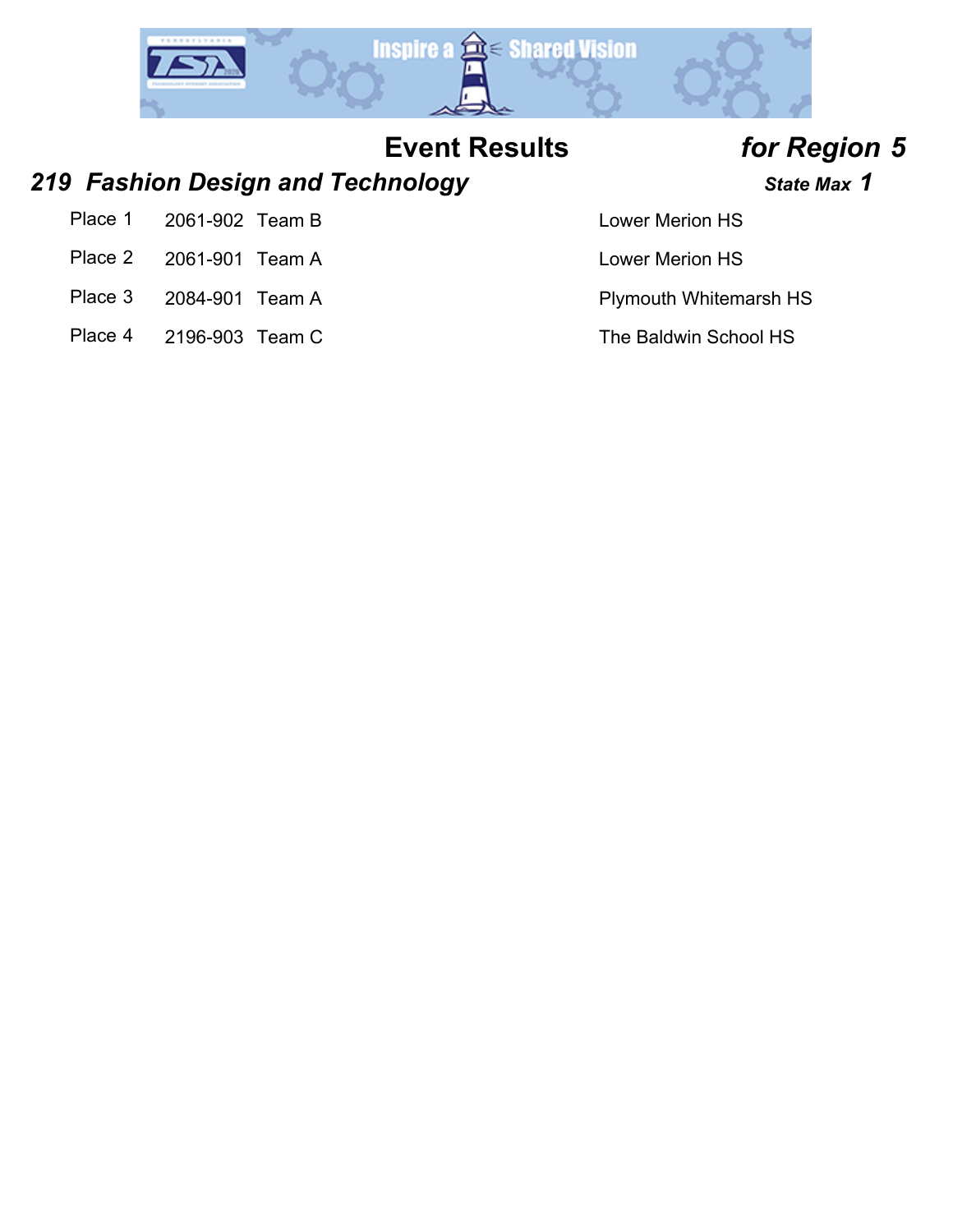# Event Results *for Region 5*

## *219 Fashion Design and Technology*

***State Max 1***

| Place | ID | Team | School |
|---|---|---|---|
| Place 1 | 2061-902 | Team B | Lower Merion HS |
| Place 2 | 2061-901 | Team A | Lower Merion HS |
| Place 3 | 2084-901 | Team A | Plymouth Whitemarsh HS |
| Place 4 | 2196-903 | Team C | The Baldwin School HS |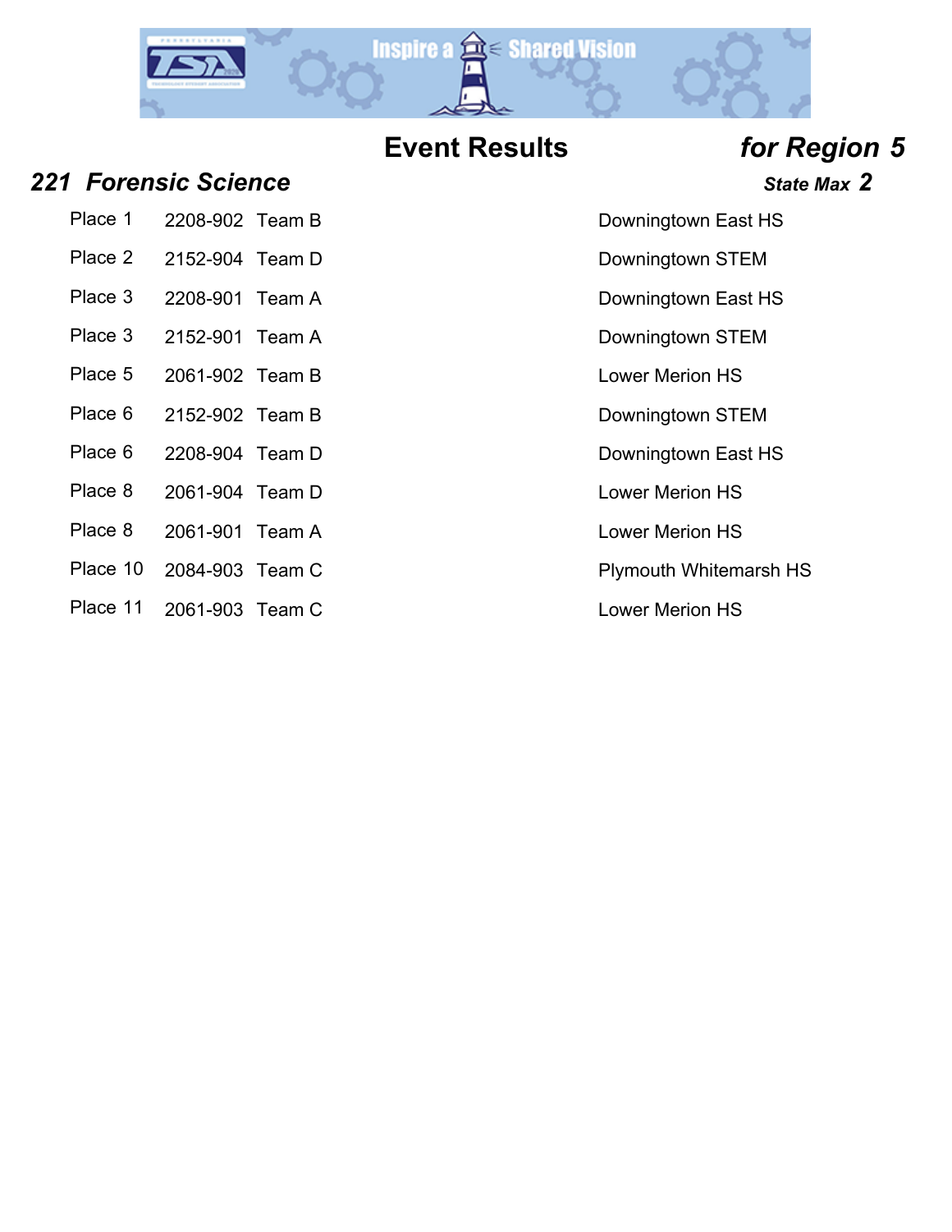# Event Results *for Region 5*

## *221 Forensic Science*

***State Max 2***

| Place | ID | Team | School |
|---|---|---|---|
| Place 1 | 2208-902 | Team B | Downingtown East HS |
| Place 2 | 2152-904 | Team D | Downingtown STEM |
| Place 3 | 2208-901 | Team A | Downingtown East HS |
| Place 3 | 2152-901 | Team A | Downingtown STEM |
| Place 5 | 2061-902 | Team B | Lower Merion HS |
| Place 6 | 2152-902 | Team B | Downingtown STEM |
| Place 6 | 2208-904 | Team D | Downingtown East HS |
| Place 8 | 2061-904 | Team D | Lower Merion HS |
| Place 8 | 2061-901 | Team A | Lower Merion HS |
| Place 10 | 2084-903 | Team C | Plymouth Whitemarsh HS |
| Place 11 | 2061-903 | Team C | Lower Merion HS |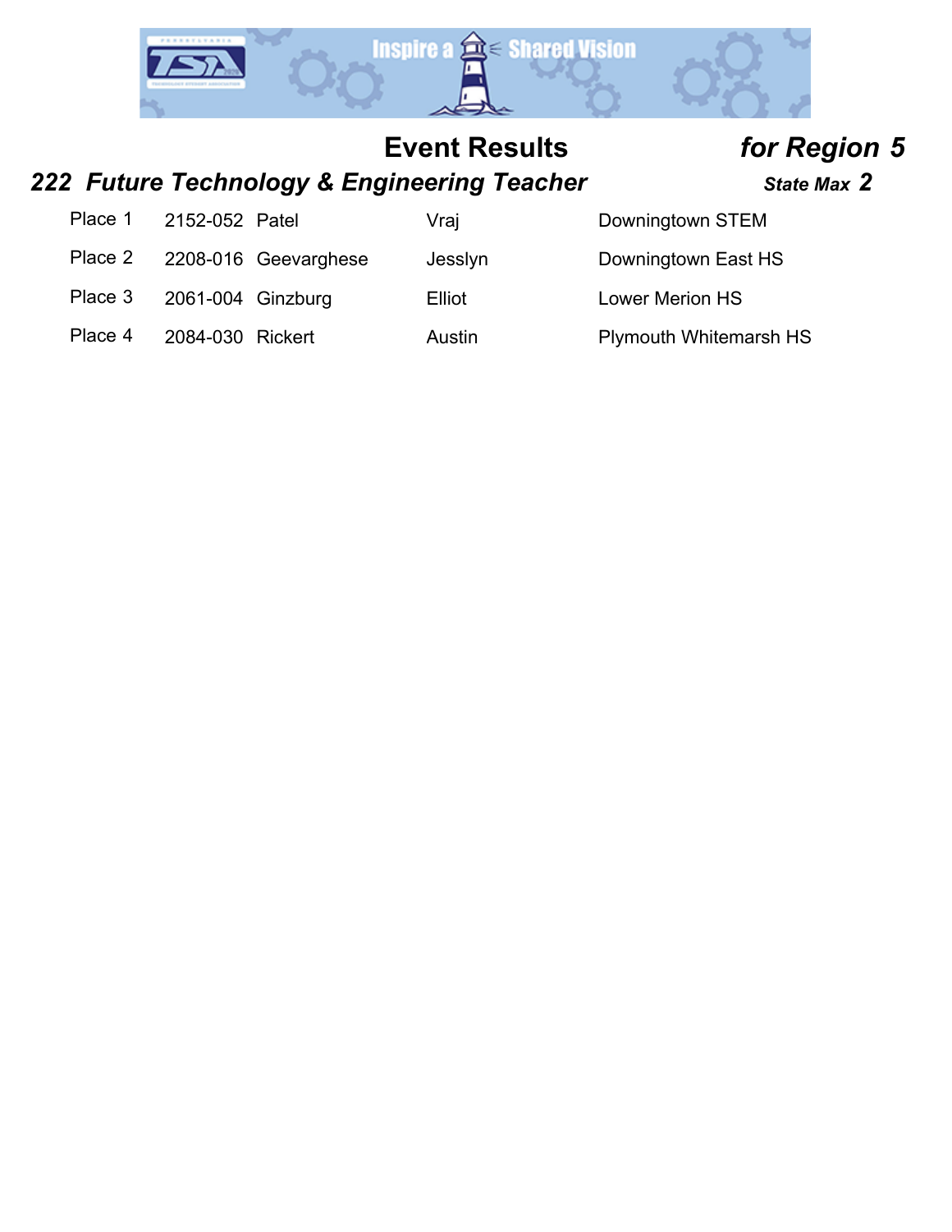## Event Results *for Region 5*

### *222 Future Technology & Engineering Teacher* *State Max 2*

| Place | ID | Last Name | First Name | School |
|---|---|---|---|---|
| Place 1 | 2152-052 | Patel | Vraj | Downingtown STEM |
| Place 2 | 2208-016 | Geevarghese | Jesslyn | Downingtown East HS |
| Place 3 | 2061-004 | Ginzburg | Elliot | Lower Merion HS |
| Place 4 | 2084-030 | Rickert | Austin | Plymouth Whitemarsh HS |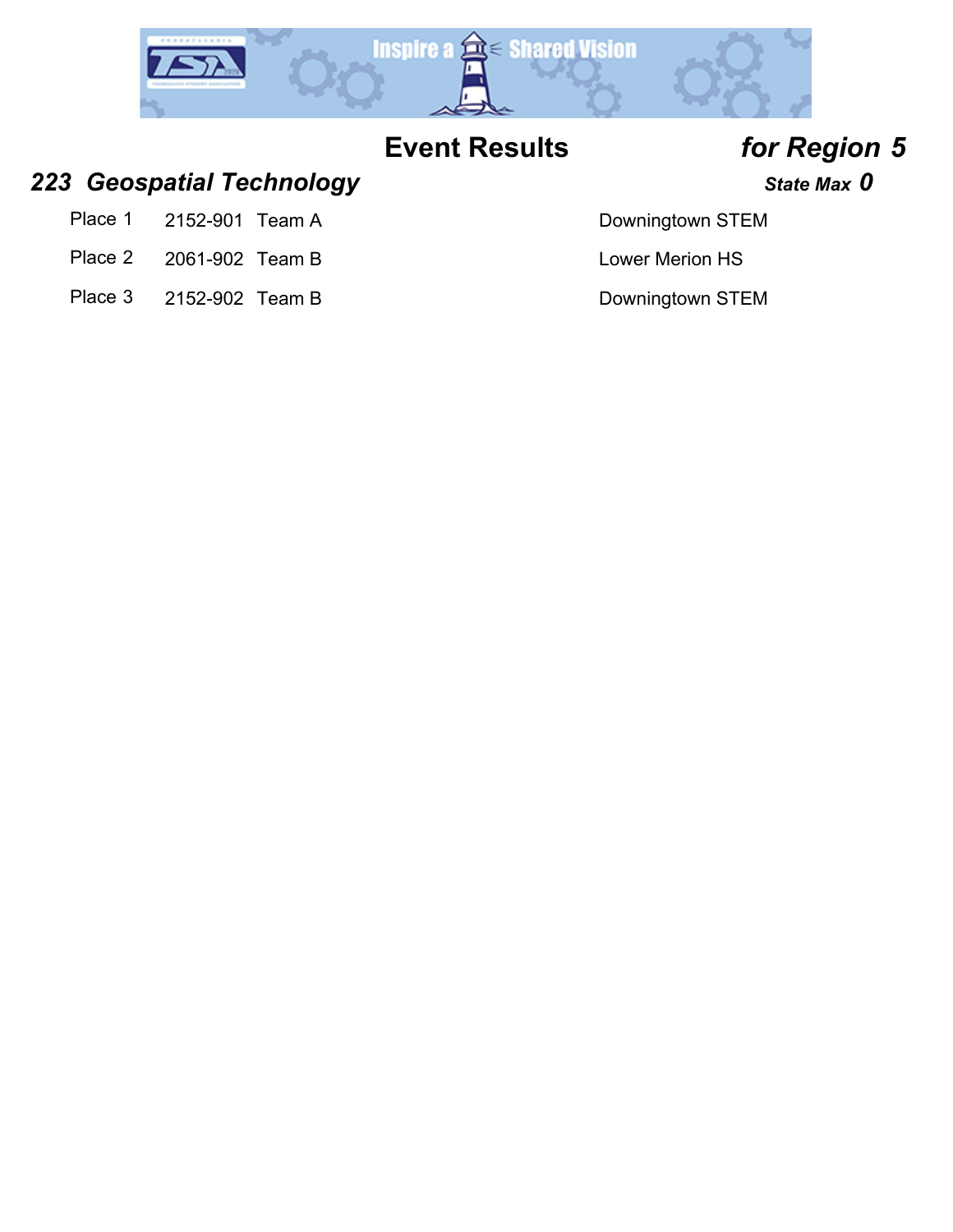# Event Results *for Region 5*

## *223 Geospatial Technology*

***State Max 0***

| Place | ID | Team | School |
|---|---|---|---|
| Place 1 | 2152-901 | Team A | Downingtown STEM |
| Place 2 | 2061-902 | Team B | Lower Merion HS |
| Place 3 | 2152-902 | Team B | Downingtown STEM |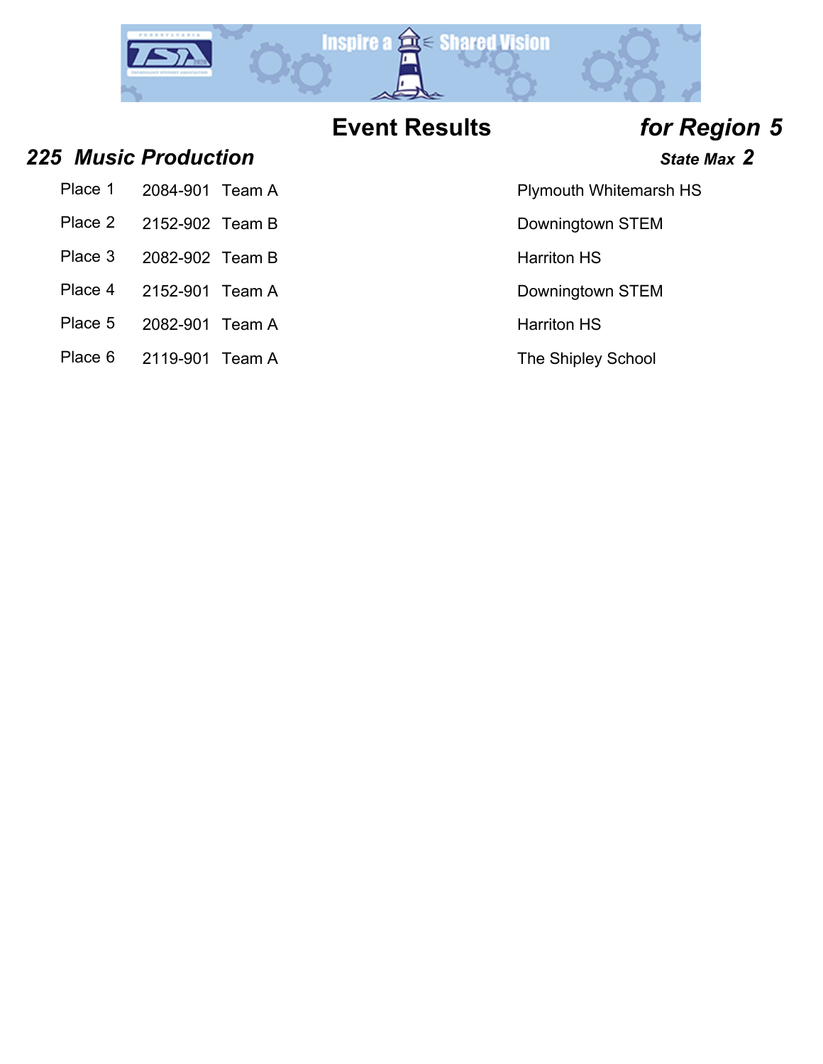# Event Results *for Region 5*

## *225 Music Production*

***State Max 2***

| Place | ID | Team | School |
|---|---|---|---|
| Place 1 | 2084-901 | Team A | Plymouth Whitemarsh HS |
| Place 2 | 2152-902 | Team B | Downingtown STEM |
| Place 3 | 2082-902 | Team B | Harriton HS |
| Place 4 | 2152-901 | Team A | Downingtown STEM |
| Place 5 | 2082-901 | Team A | Harriton HS |
| Place 6 | 2119-901 | Team A | The Shipley School |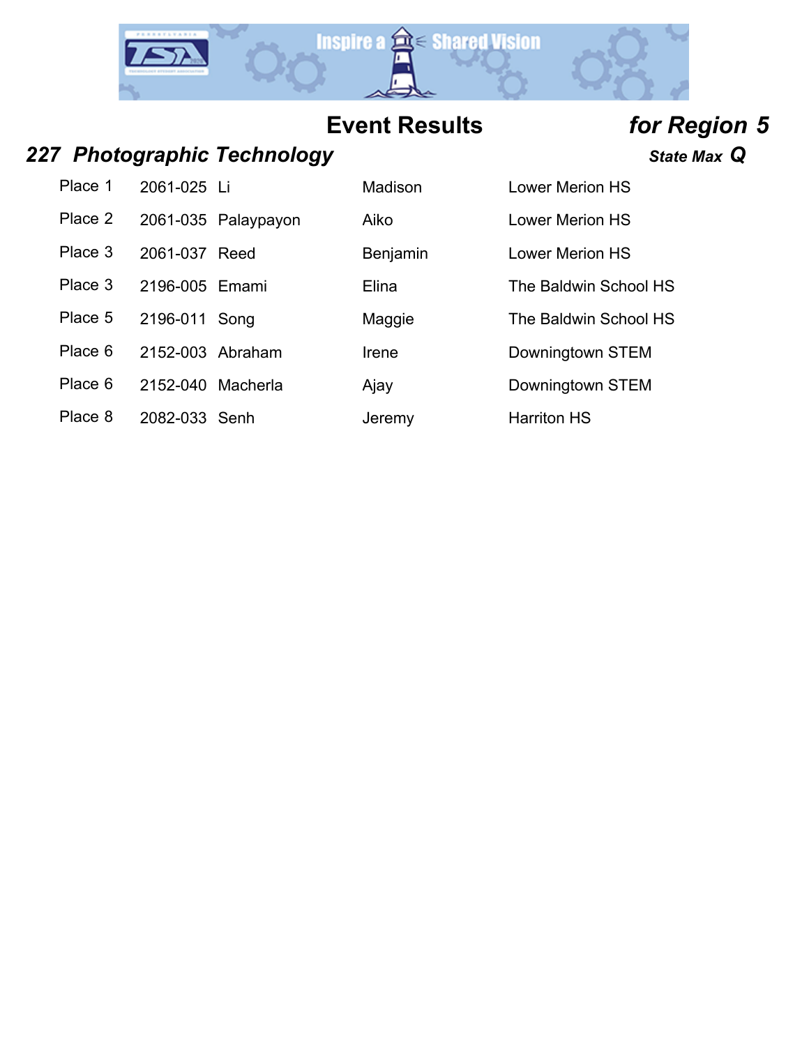# Event Results *for Region 5*

## *227 Photographic Technology* *State Max Q*

| Place | ID | Last Name | First Name | School |
|---|---|---|---|---|
| Place 1 | 2061-025 | Li | Madison | Lower Merion HS |
| Place 2 | 2061-035 | Palaypayon | Aiko | Lower Merion HS |
| Place 3 | 2061-037 | Reed | Benjamin | Lower Merion HS |
| Place 3 | 2196-005 | Emami | Elina | The Baldwin School HS |
| Place 5 | 2196-011 | Song | Maggie | The Baldwin School HS |
| Place 6 | 2152-003 | Abraham | Irene | Downingtown STEM |
| Place 6 | 2152-040 | Macherla | Ajay | Downingtown STEM |
| Place 8 | 2082-033 | Senh | Jeremy | Harriton HS |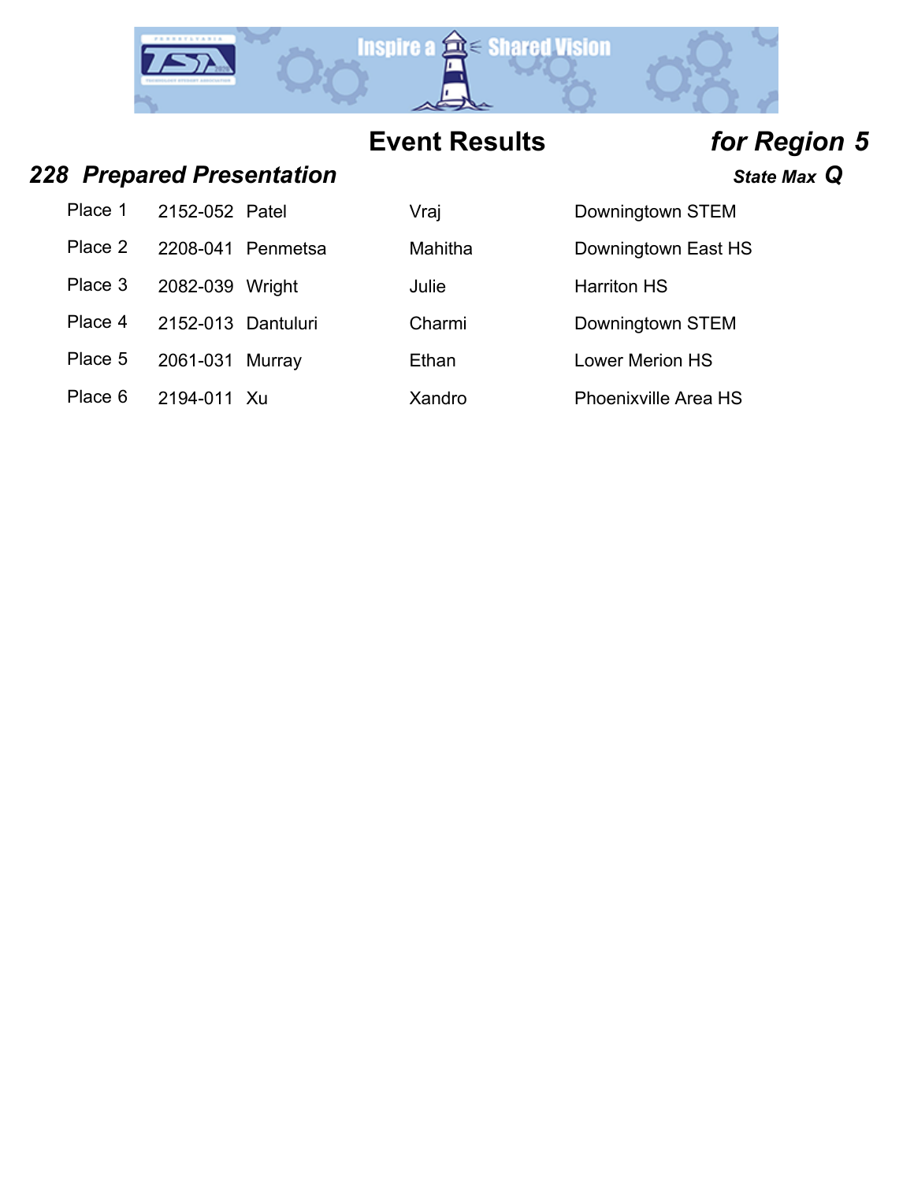# Event Results *for Region 5*

## *228 Prepared Presentation*

***State Max Q***

| | | | | |
|---|---|---|---|---|
| Place 1 | 2152-052 | Patel | Vraj | Downingtown STEM |
| Place 2 | 2208-041 | Penmetsa | Mahitha | Downingtown East HS |
| Place 3 | 2082-039 | Wright | Julie | Harriton HS |
| Place 4 | 2152-013 | Dantuluri | Charmi | Downingtown STEM |
| Place 5 | 2061-031 | Murray | Ethan | Lower Merion HS |
| Place 6 | 2194-011 | Xu | Xandro | Phoenixville Area HS |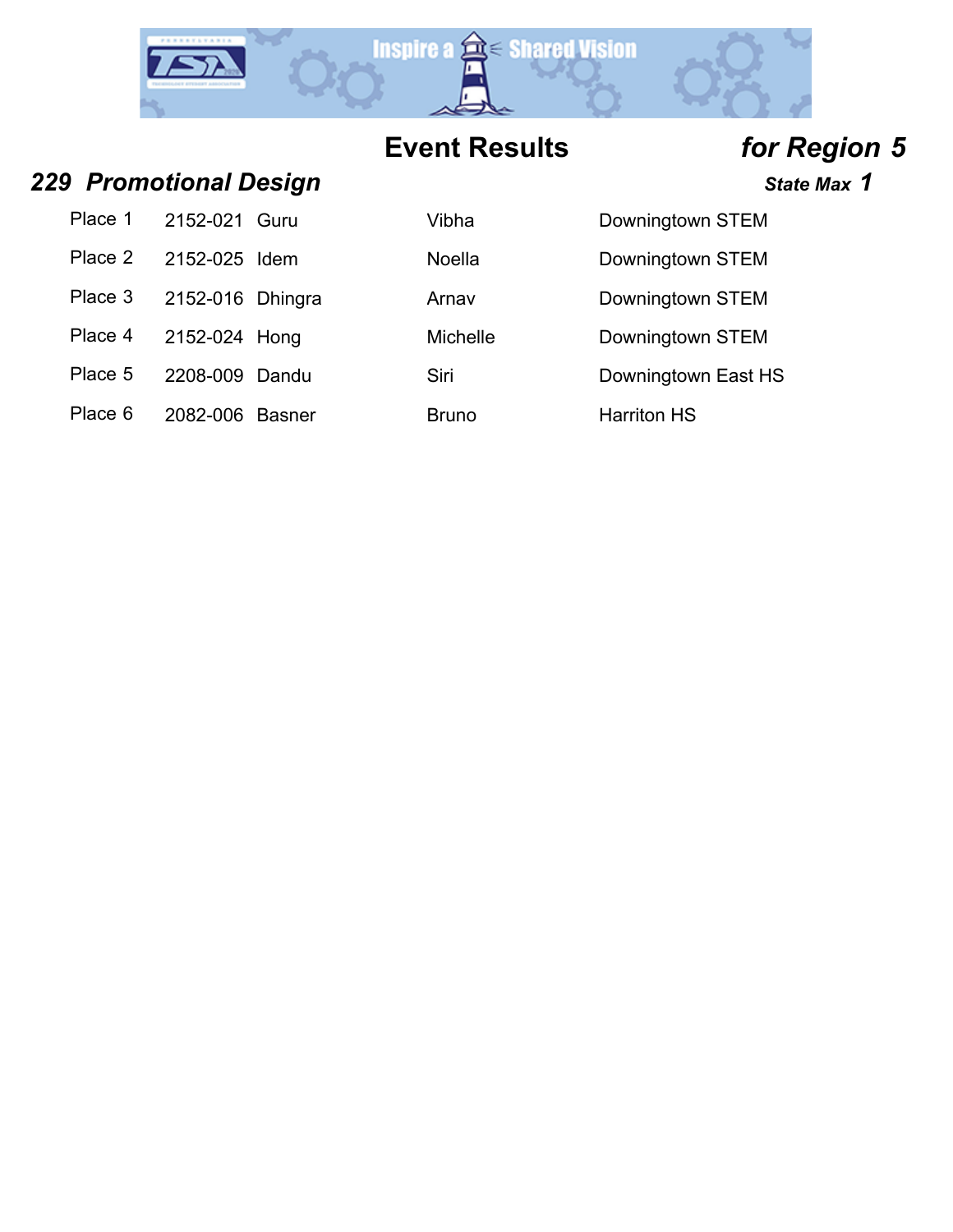# Event Results *for Region 5*

## *229 Promotional Design*

***State Max 1***

| Place | ID | Last Name | First Name | School |
|---|---|---|---|---|
| Place 1 | 2152-021 | Guru | Vibha | Downingtown STEM |
| Place 2 | 2152-025 | Idem | Noella | Downingtown STEM |
| Place 3 | 2152-016 | Dhingra | Arnav | Downingtown STEM |
| Place 4 | 2152-024 | Hong | Michelle | Downingtown STEM |
| Place 5 | 2208-009 | Dandu | Siri | Downingtown East HS |
| Place 6 | 2082-006 | Basner | Bruno | Harriton HS |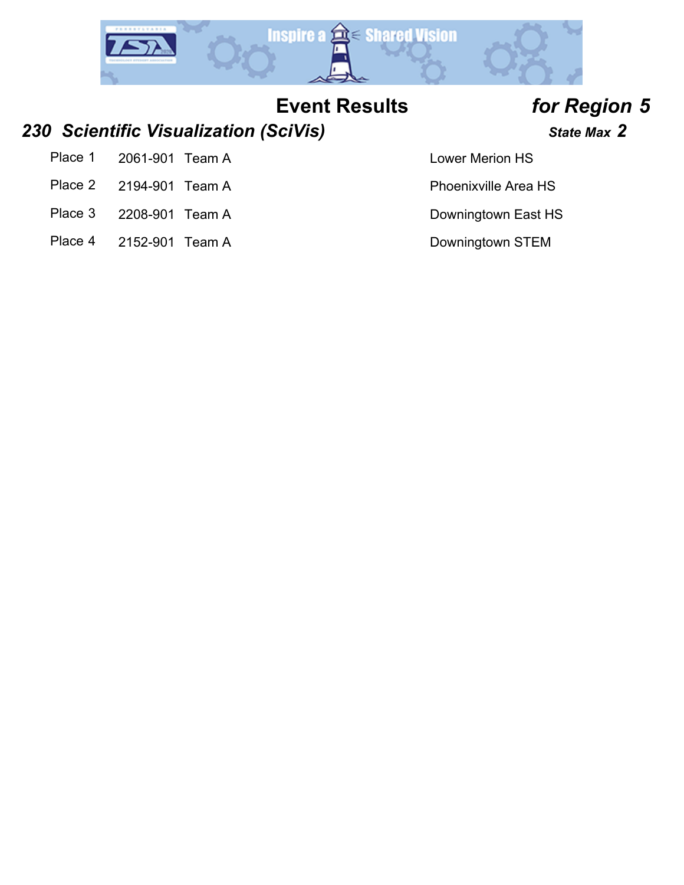# Event Results *for Region 5*

## *230 Scientific Visualization (SciVis)*

***State Max 2***

| Place | ID | Team | School |
|---|---|---|---|
| Place 1 | 2061-901 | Team A | Lower Merion HS |
| Place 2 | 2194-901 | Team A | Phoenixville Area HS |
| Place 3 | 2208-901 | Team A | Downingtown East HS |
| Place 4 | 2152-901 | Team A | Downingtown STEM |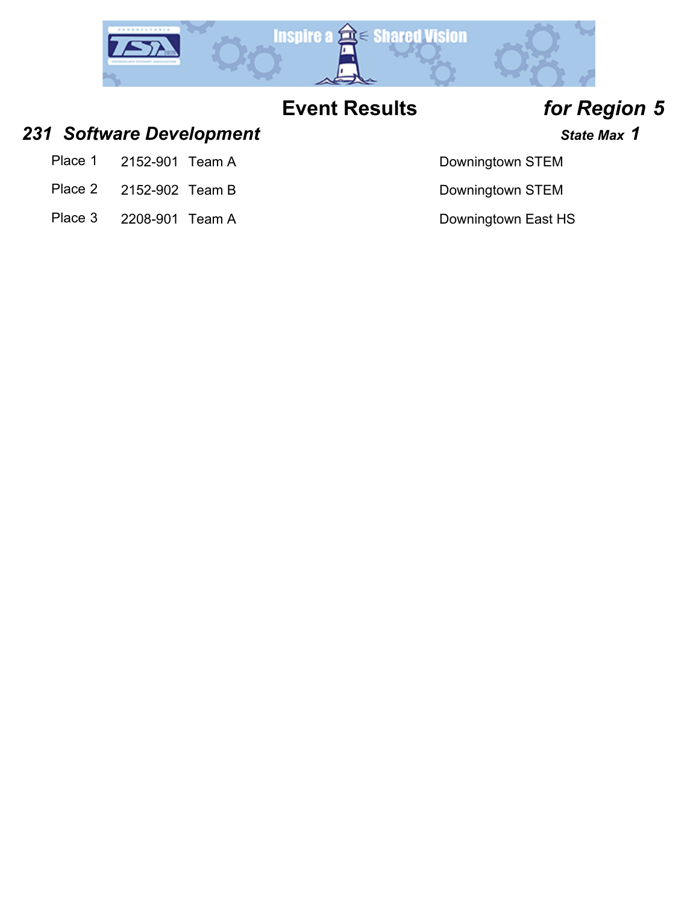# Event Results *for Region 5*

## *231 Software Development*

***State Max 1***

| Place | ID | Team | School |
|---|---|---|---|
| Place 1 | 2152-901 | Team A | Downingtown STEM |
| Place 2 | 2152-902 | Team B | Downingtown STEM |
| Place 3 | 2208-901 | Team A | Downingtown East HS |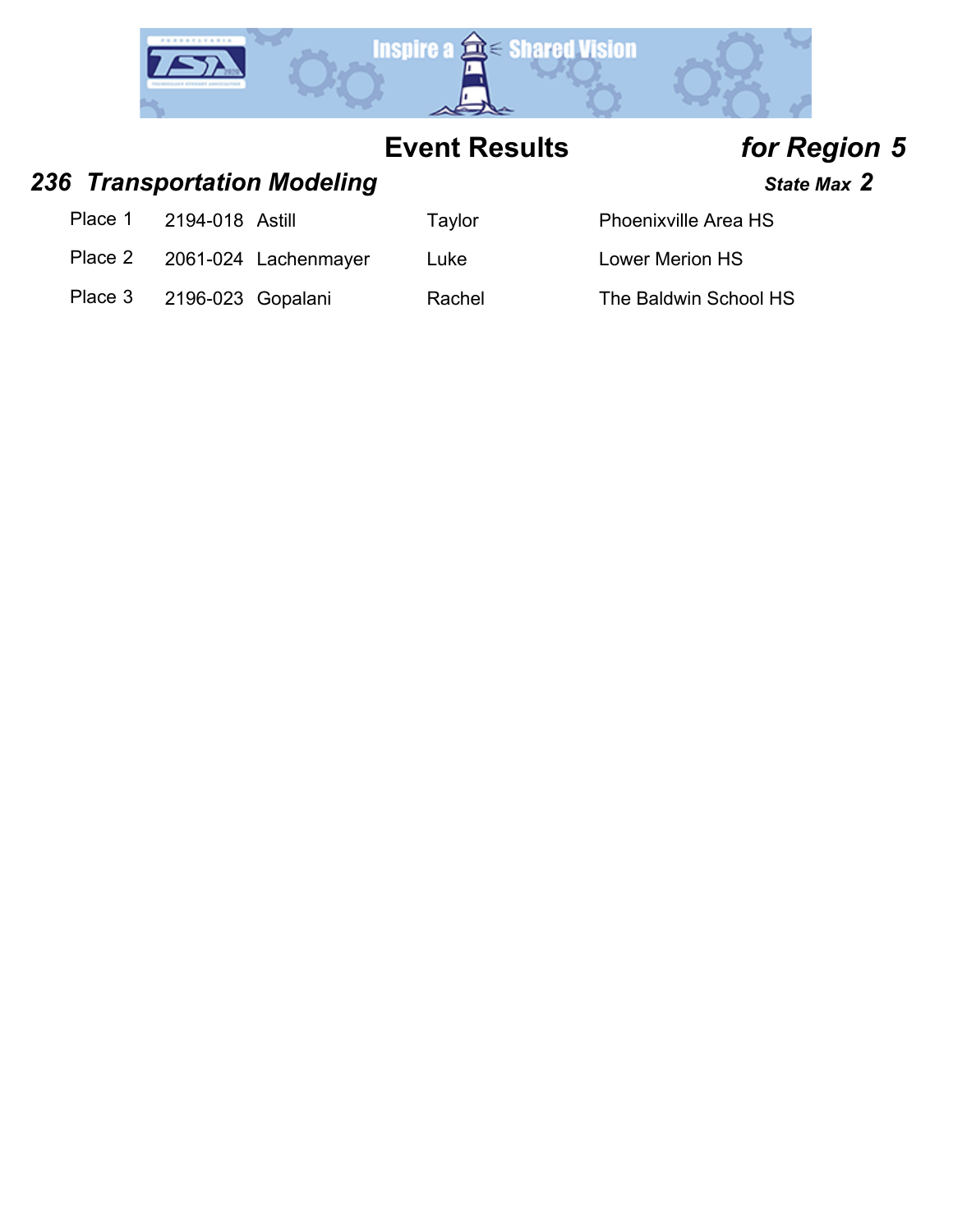# Event Results *for Region 5*

## *236 Transportation Modeling* ***State Max 2***

| Place | ID | Last Name | First Name | School |
|---|---|---|---|---|
| Place 1 | 2194-018 | Astill | Taylor | Phoenixville Area HS |
| Place 2 | 2061-024 | Lachenmayer | Luke | Lower Merion HS |
| Place 3 | 2196-023 | Gopalani | Rachel | The Baldwin School HS |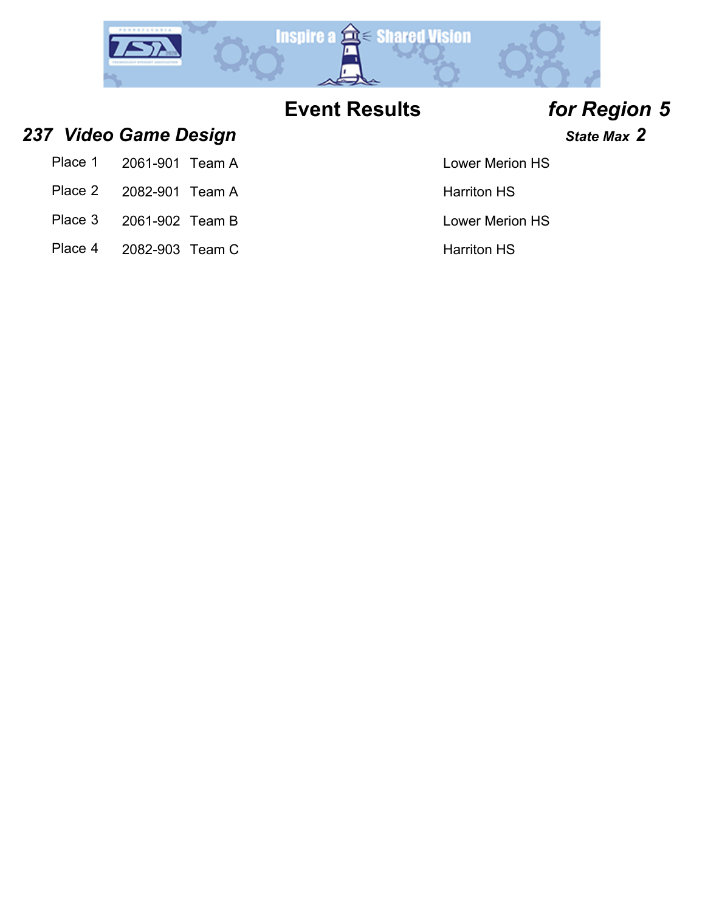# Event Results *for Region 5*

## *237 Video Game Design*

***State Max 2***

| Place | Team ID | Team | School |
|---|---|---|---|
| Place 1 | 2061-901 | Team A | Lower Merion HS |
| Place 2 | 2082-901 | Team A | Harriton HS |
| Place 3 | 2061-902 | Team B | Lower Merion HS |
| Place 4 | 2082-903 | Team C | Harriton HS |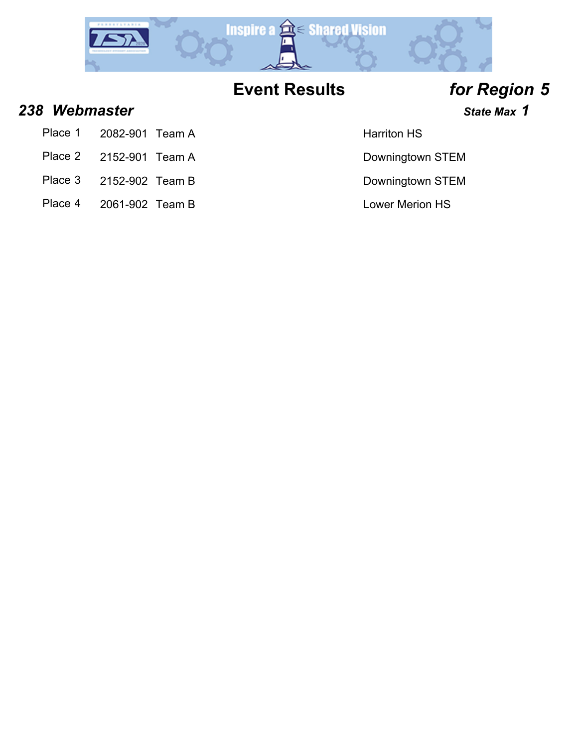# Event Results *for Region 5*

## *238 Webmaster*

***State Max 1***

| Place | ID | Team | School |
|---|---|---|---|
| Place 1 | 2082-901 | Team A | Harriton HS |
| Place 2 | 2152-901 | Team A | Downingtown STEM |
| Place 3 | 2152-902 | Team B | Downingtown STEM |
| Place 4 | 2061-902 | Team B | Lower Merion HS |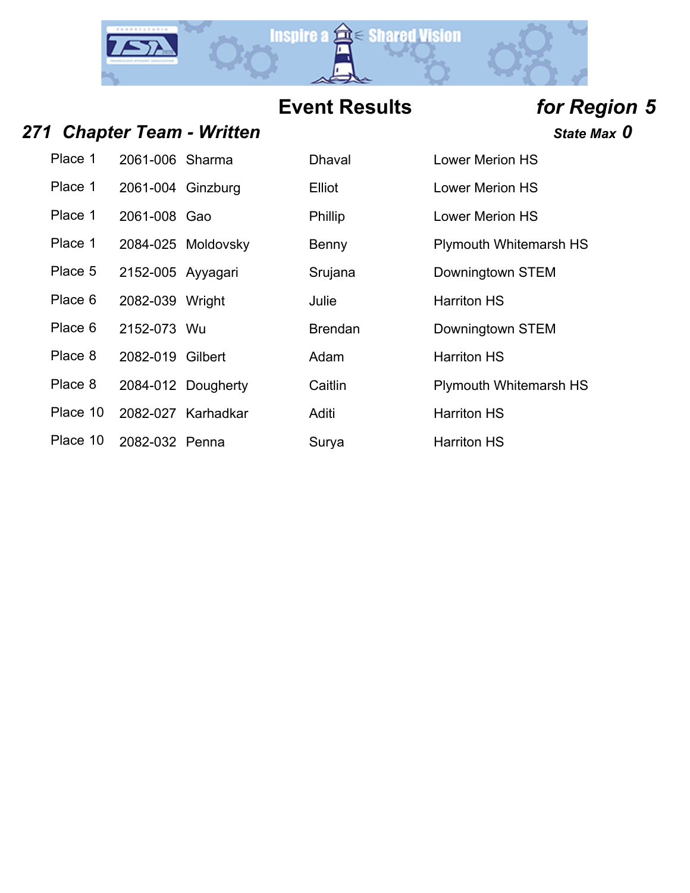# Event Results *for Region 5*

## *271 Chapter Team - Written*

***State Max 0***

| Place | ID | Last Name | First Name | School |
|---|---|---|---|---|
| Place 1 | 2061-006 | Sharma | Dhaval | Lower Merion HS |
| Place 1 | 2061-004 | Ginzburg | Elliot | Lower Merion HS |
| Place 1 | 2061-008 | Gao | Phillip | Lower Merion HS |
| Place 1 | 2084-025 | Moldovsky | Benny | Plymouth Whitemarsh HS |
| Place 5 | 2152-005 | Ayyagari | Srujana | Downingtown STEM |
| Place 6 | 2082-039 | Wright | Julie | Harriton HS |
| Place 6 | 2152-073 | Wu | Brendan | Downingtown STEM |
| Place 8 | 2082-019 | Gilbert | Adam | Harriton HS |
| Place 8 | 2084-012 | Dougherty | Caitlin | Plymouth Whitemarsh HS |
| Place 10 | 2082-027 | Karhadkar | Aditi | Harriton HS |
| Place 10 | 2082-032 | Penna | Surya | Harriton HS |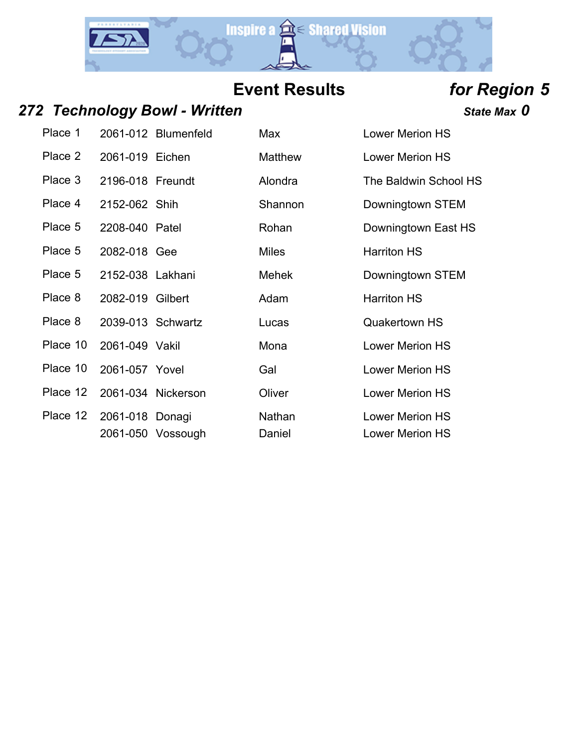## Event Results *for Region 5*

### *272 Technology Bowl - Written*

***State Max 0***

| | | | | |
|---|---|---|---|---|
| Place 1 | 2061-012 | Blumenfeld | Max | Lower Merion HS |
| Place 2 | 2061-019 | Eichen | Matthew | Lower Merion HS |
| Place 3 | 2196-018 | Freundt | Alondra | The Baldwin School HS |
| Place 4 | 2152-062 | Shih | Shannon | Downingtown STEM |
| Place 5 | 2208-040 | Patel | Rohan | Downingtown East HS |
| Place 5 | 2082-018 | Gee | Miles | Harriton HS |
| Place 5 | 2152-038 | Lakhani | Mehek | Downingtown STEM |
| Place 8 | 2082-019 | Gilbert | Adam | Harriton HS |
| Place 8 | 2039-013 | Schwartz | Lucas | Quakertown HS |
| Place 10 | 2061-049 | Vakil | Mona | Lower Merion HS |
| Place 10 | 2061-057 | Yovel | Gal | Lower Merion HS |
| Place 12 | 2061-034 | Nickerson | Oliver | Lower Merion HS |
| Place 12 | 2061-018 | Donagi | Nathan | Lower Merion HS |
| | 2061-050 | Vossough | Daniel | Lower Merion HS |